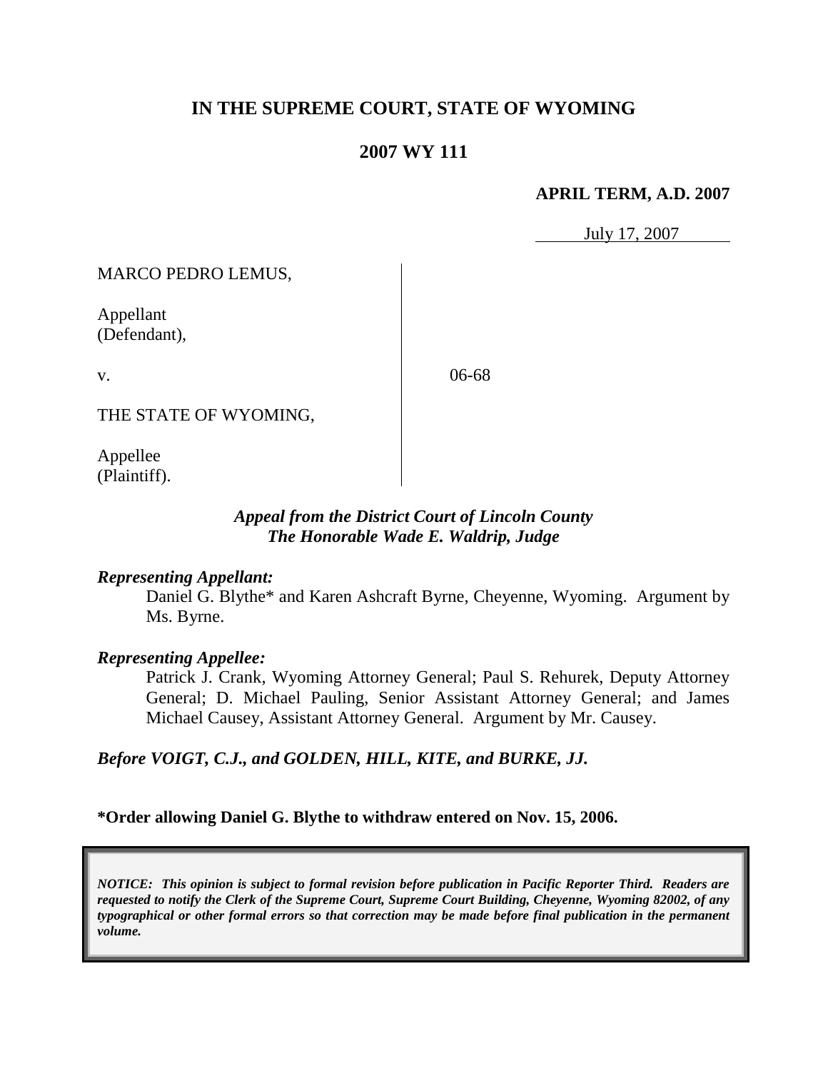**IN THE SUPREME COURT, STATE OF WYOMING**

**2007 WY 111**

**APRIL TERM, A.D. 2007**

July 17, 2007

| | | |
|---|---|---|
| MARCO PEDRO LEMUS,<br><br>Appellant<br>(Defendant),<br><br>v.<br><br>THE STATE OF WYOMING,<br><br>Appellee<br>(Plaintiff). | | 06-68 |

***Appeal from the District Court of Lincoln County***
***The Honorable Wade E. Waldrip, Judge***

***Representing Appellant:***

Daniel G. Blythe* and Karen Ashcraft Byrne, Cheyenne, Wyoming. Argument by Ms. Byrne.

***Representing Appellee:***

Patrick J. Crank, Wyoming Attorney General; Paul S. Rehurek, Deputy Attorney General; D. Michael Pauling, Senior Assistant Attorney General; and James Michael Causey, Assistant Attorney General. Argument by Mr. Causey.

***Before VOIGT, C.J., and GOLDEN, HILL, KITE, and BURKE, JJ.***

**\*Order allowing Daniel G. Blythe to withdraw entered on Nov. 15, 2006.**

*NOTICE: This opinion is subject to formal revision before publication in Pacific Reporter Third. Readers are requested to notify the Clerk of the Supreme Court, Supreme Court Building, Cheyenne, Wyoming 82002, of any typographical or other formal errors so that correction may be made before final publication in the permanent volume.*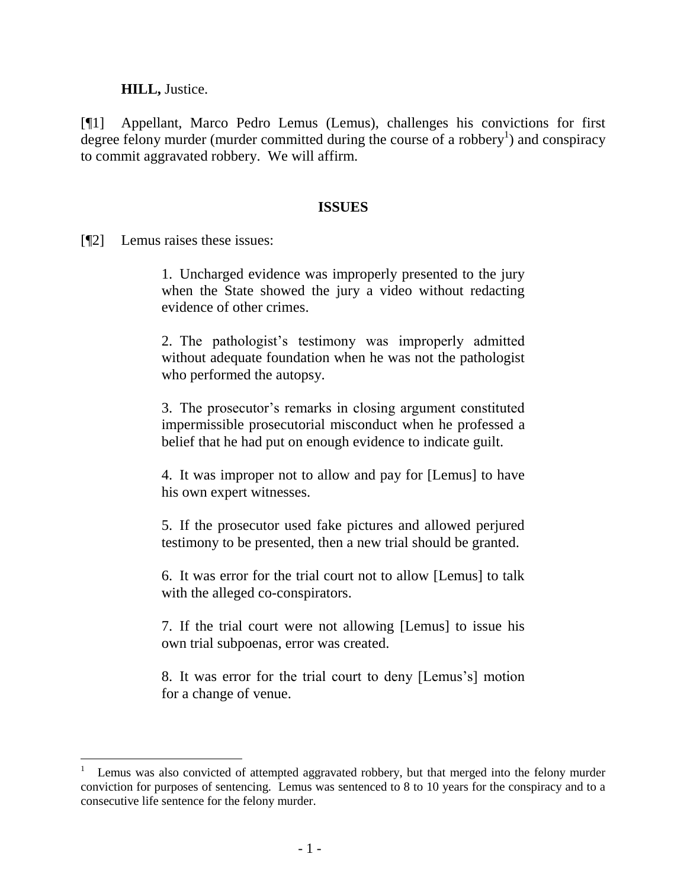**HILL,** Justice.

[¶1] Appellant, Marco Pedro Lemus (Lemus), challenges his convictions for first degree felony murder (murder committed during the course of a robbery[1]) and conspiracy to commit aggravated robbery. We will affirm.

## ISSUES

[¶2] Lemus raises these issues:

> 1. Uncharged evidence was improperly presented to the jury when the State showed the jury a video without redacting evidence of other crimes.
>
> 2. The pathologist's testimony was improperly admitted without adequate foundation when he was not the pathologist who performed the autopsy.
>
> 3. The prosecutor's remarks in closing argument constituted impermissible prosecutorial misconduct when he professed a belief that he had put on enough evidence to indicate guilt.
>
> 4. It was improper not to allow and pay for [Lemus] to have his own expert witnesses.
>
> 5. If the prosecutor used fake pictures and allowed perjured testimony to be presented, then a new trial should be granted.
>
> 6. It was error for the trial court not to allow [Lemus] to talk with the alleged co-conspirators.
>
> 7. If the trial court were not allowing [Lemus] to issue his own trial subpoenas, error was created.
>
> 8. It was error for the trial court to deny [Lemus's] motion for a change of venue.

---

[1] Lemus was also convicted of attempted aggravated robbery, but that merged into the felony murder conviction for purposes of sentencing. Lemus was sentenced to 8 to 10 years for the conspiracy and to a consecutive life sentence for the felony murder.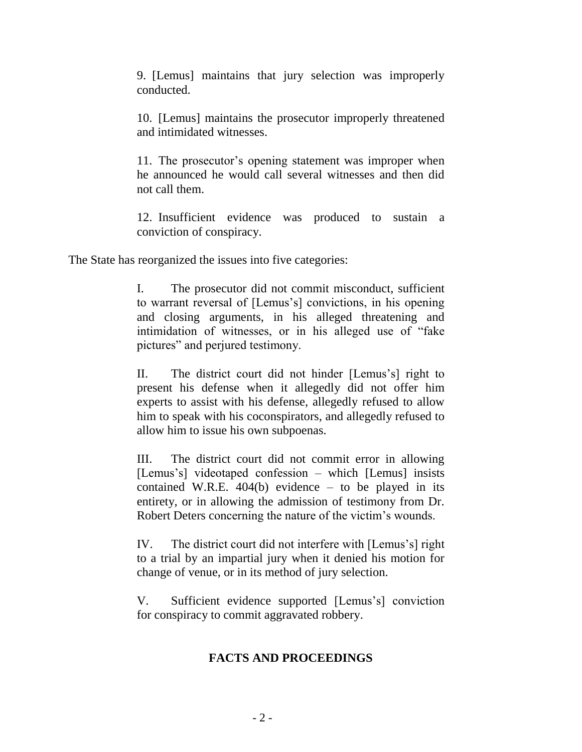> 9. [Lemus] maintains that jury selection was improperly conducted.
>
> 10. [Lemus] maintains the prosecutor improperly threatened and intimidated witnesses.
>
> 11. The prosecutor's opening statement was improper when he announced he would call several witnesses and then did not call them.
>
> 12. Insufficient evidence was produced to sustain a conviction of conspiracy.

The State has reorganized the issues into five categories:

> I. The prosecutor did not commit misconduct, sufficient to warrant reversal of [Lemus's] convictions, in his opening and closing arguments, in his alleged threatening and intimidation of witnesses, or in his alleged use of "fake pictures" and perjured testimony.
>
> II. The district court did not hinder [Lemus's] right to present his defense when it allegedly did not offer him experts to assist with his defense, allegedly refused to allow him to speak with his coconspirators, and allegedly refused to allow him to issue his own subpoenas.
>
> III. The district court did not commit error in allowing [Lemus's] videotaped confession – which [Lemus] insists contained W.R.E. 404(b) evidence – to be played in its entirety, or in allowing the admission of testimony from Dr. Robert Deters concerning the nature of the victim's wounds.
>
> IV. The district court did not interfere with [Lemus's] right to a trial by an impartial jury when it denied his motion for change of venue, or in its method of jury selection.
>
> V. Sufficient evidence supported [Lemus's] conviction for conspiracy to commit aggravated robbery.

## FACTS AND PROCEEDINGS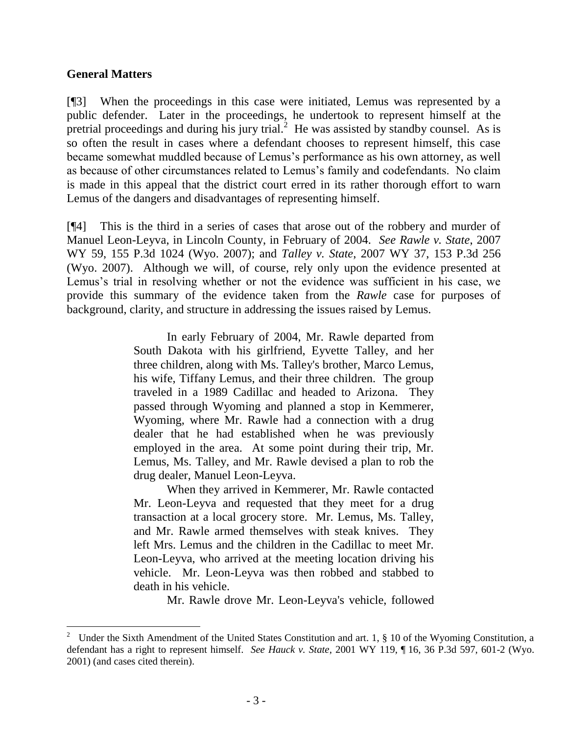## General Matters

[¶3] When the proceedings in this case were initiated, Lemus was represented by a public defender. Later in the proceedings, he undertook to represent himself at the pretrial proceedings and during his jury trial.[2] He was assisted by standby counsel. As is so often the result in cases where a defendant chooses to represent himself, this case became somewhat muddled because of Lemus's performance as his own attorney, as well as because of other circumstances related to Lemus's family and codefendants. No claim is made in this appeal that the district court erred in its rather thorough effort to warn Lemus of the dangers and disadvantages of representing himself.

[¶4] This is the third in a series of cases that arose out of the robbery and murder of Manuel Leon-Leyva, in Lincoln County, in February of 2004. *See Rawle v. State*, 2007 WY 59, 155 P.3d 1024 (Wyo. 2007); and *Talley v. State*, 2007 WY 37, 153 P.3d 256 (Wyo. 2007). Although we will, of course, rely only upon the evidence presented at Lemus's trial in resolving whether or not the evidence was sufficient in his case, we provide this summary of the evidence taken from the *Rawle* case for purposes of background, clarity, and structure in addressing the issues raised by Lemus.

> In early February of 2004, Mr. Rawle departed from South Dakota with his girlfriend, Eyvette Talley, and her three children, along with Ms. Talley's brother, Marco Lemus, his wife, Tiffany Lemus, and their three children. The group traveled in a 1989 Cadillac and headed to Arizona. They passed through Wyoming and planned a stop in Kemmerer, Wyoming, where Mr. Rawle had a connection with a drug dealer that he had established when he was previously employed in the area. At some point during their trip, Mr. Lemus, Ms. Talley, and Mr. Rawle devised a plan to rob the drug dealer, Manuel Leon-Leyva.
>
> When they arrived in Kemmerer, Mr. Rawle contacted Mr. Leon-Leyva and requested that they meet for a drug transaction at a local grocery store. Mr. Lemus, Ms. Talley, and Mr. Rawle armed themselves with steak knives. They left Mrs. Lemus and the children in the Cadillac to meet Mr. Leon-Leyva, who arrived at the meeting location driving his vehicle. Mr. Leon-Leyva was then robbed and stabbed to death in his vehicle.
>
> Mr. Rawle drove Mr. Leon-Leyva's vehicle, followed

---

[2] Under the Sixth Amendment of the United States Constitution and art. 1, § 10 of the Wyoming Constitution, a defendant has a right to represent himself. *See Hauck v. State*, 2001 WY 119, ¶ 16, 36 P.3d 597, 601-2 (Wyo. 2001) (and cases cited therein).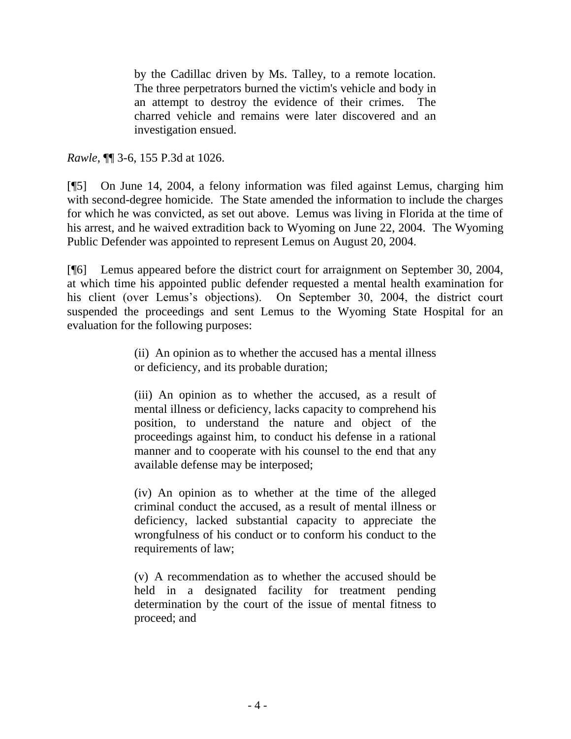> by the Cadillac driven by Ms. Talley, to a remote location. The three perpetrators burned the victim's vehicle and body in an attempt to destroy the evidence of their crimes. The charred vehicle and remains were later discovered and an investigation ensued.

*Rawle*, ¶¶ 3-6, 155 P.3d at 1026.

[¶5] On June 14, 2004, a felony information was filed against Lemus, charging him with second-degree homicide. The State amended the information to include the charges for which he was convicted, as set out above. Lemus was living in Florida at the time of his arrest, and he waived extradition back to Wyoming on June 22, 2004. The Wyoming Public Defender was appointed to represent Lemus on August 20, 2004.

[¶6] Lemus appeared before the district court for arraignment on September 30, 2004, at which time his appointed public defender requested a mental health examination for his client (over Lemus's objections). On September 30, 2004, the district court suspended the proceedings and sent Lemus to the Wyoming State Hospital for an evaluation for the following purposes:

> (ii) An opinion as to whether the accused has a mental illness or deficiency, and its probable duration;
>
> (iii) An opinion as to whether the accused, as a result of mental illness or deficiency, lacks capacity to comprehend his position, to understand the nature and object of the proceedings against him, to conduct his defense in a rational manner and to cooperate with his counsel to the end that any available defense may be interposed;
>
> (iv) An opinion as to whether at the time of the alleged criminal conduct the accused, as a result of mental illness or deficiency, lacked substantial capacity to appreciate the wrongfulness of his conduct or to conform his conduct to the requirements of law;
>
> (v) A recommendation as to whether the accused should be held in a designated facility for treatment pending determination by the court of the issue of mental fitness to proceed; and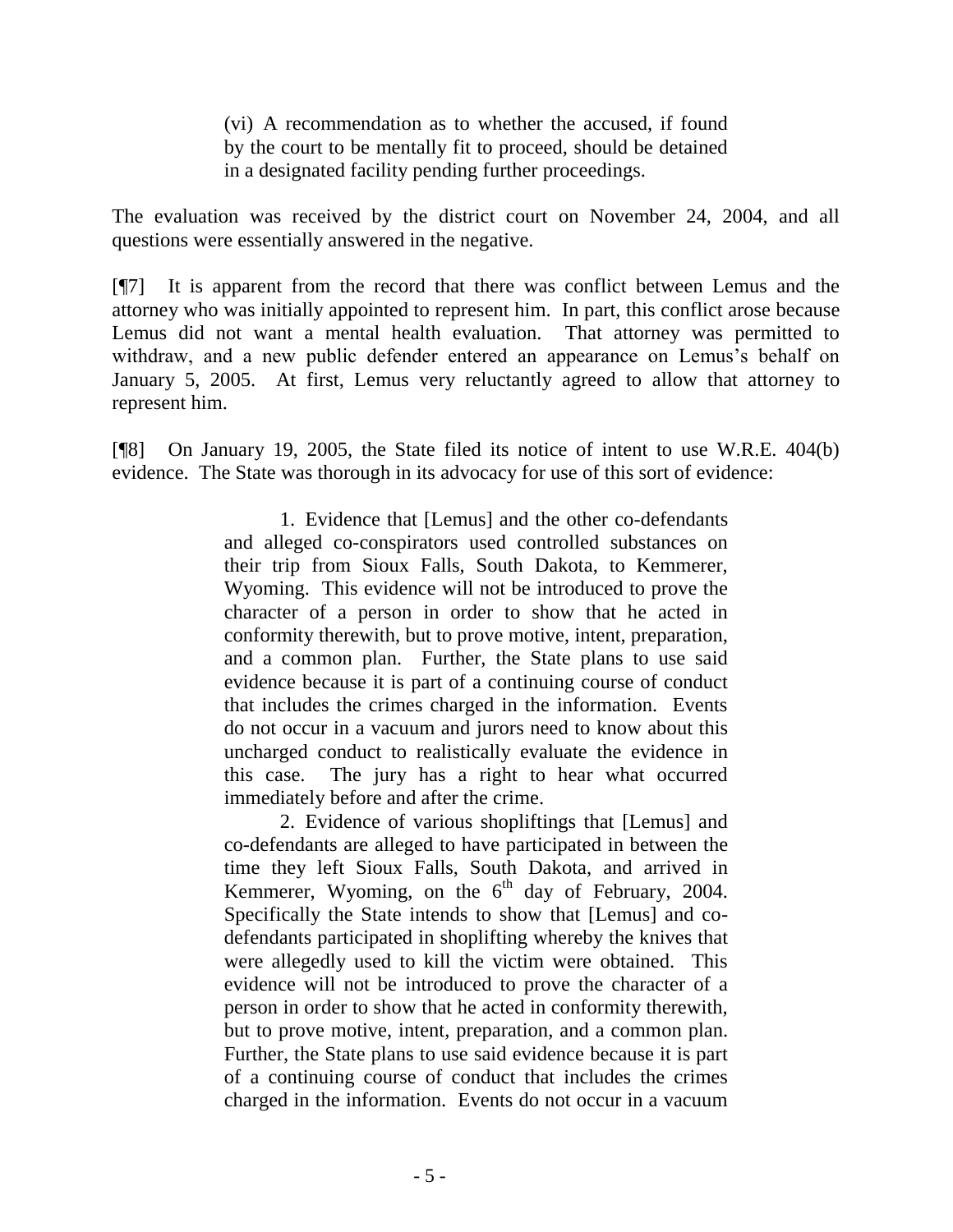> (vi) A recommendation as to whether the accused, if found by the court to be mentally fit to proceed, should be detained in a designated facility pending further proceedings.

The evaluation was received by the district court on November 24, 2004, and all questions were essentially answered in the negative.

[¶7] It is apparent from the record that there was conflict between Lemus and the attorney who was initially appointed to represent him. In part, this conflict arose because Lemus did not want a mental health evaluation. That attorney was permitted to withdraw, and a new public defender entered an appearance on Lemus's behalf on January 5, 2005. At first, Lemus very reluctantly agreed to allow that attorney to represent him.

[¶8] On January 19, 2005, the State filed its notice of intent to use W.R.E. 404(b) evidence. The State was thorough in its advocacy for use of this sort of evidence:

> 1. Evidence that [Lemus] and the other co-defendants and alleged co-conspirators used controlled substances on their trip from Sioux Falls, South Dakota, to Kemmerer, Wyoming. This evidence will not be introduced to prove the character of a person in order to show that he acted in conformity therewith, but to prove motive, intent, preparation, and a common plan. Further, the State plans to use said evidence because it is part of a continuing course of conduct that includes the crimes charged in the information. Events do not occur in a vacuum and jurors need to know about this uncharged conduct to realistically evaluate the evidence in this case. The jury has a right to hear what occurred immediately before and after the crime.
>
> 2. Evidence of various shopliftings that [Lemus] and co-defendants are alleged to have participated in between the time they left Sioux Falls, South Dakota, and arrived in Kemmerer, Wyoming, on the 6th day of February, 2004. Specifically the State intends to show that [Lemus] and co-defendants participated in shoplifting whereby the knives that were allegedly used to kill the victim were obtained. This evidence will not be introduced to prove the character of a person in order to show that he acted in conformity therewith, but to prove motive, intent, preparation, and a common plan. Further, the State plans to use said evidence because it is part of a continuing course of conduct that includes the crimes charged in the information. Events do not occur in a vacuum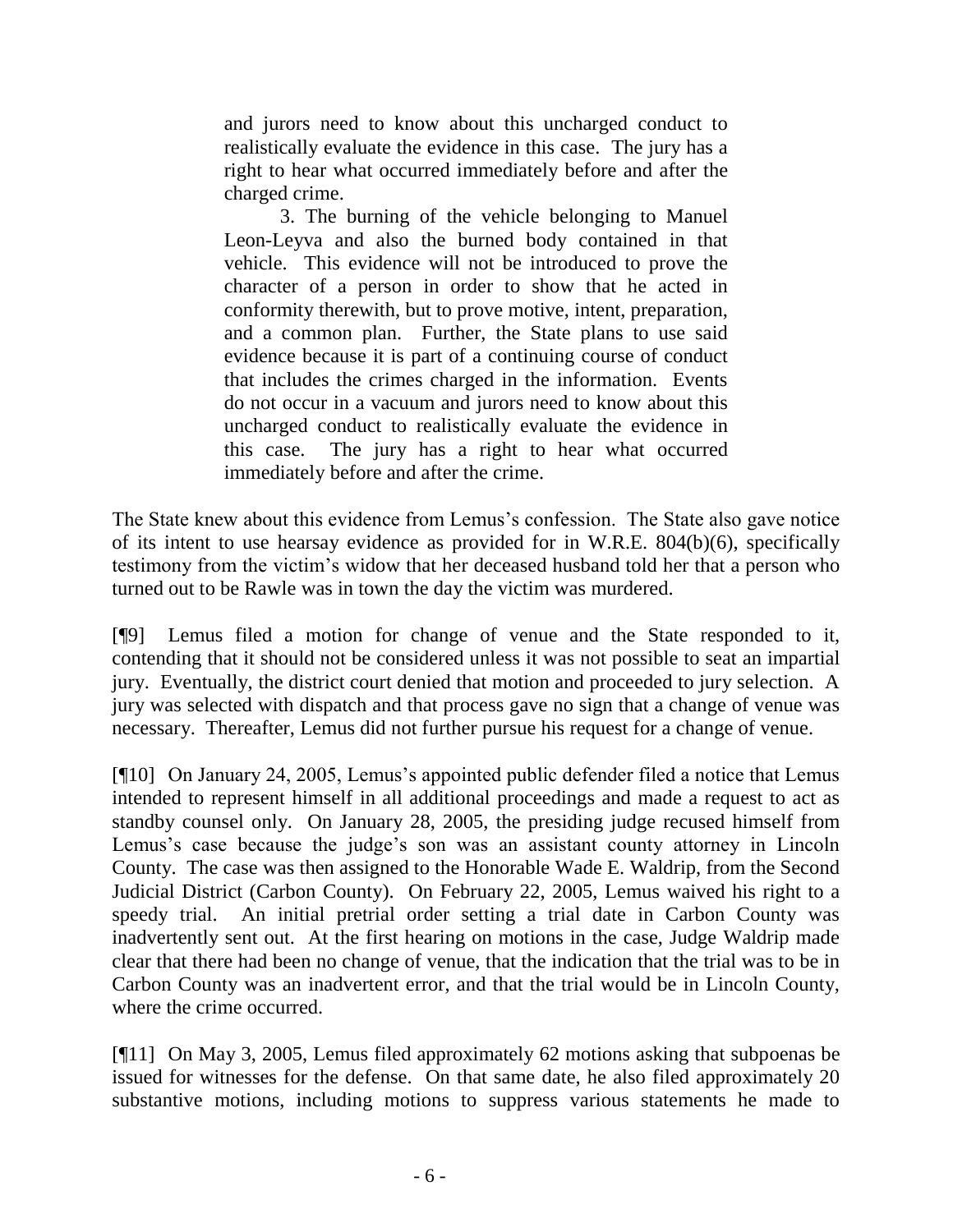> and jurors need to know about this uncharged conduct to realistically evaluate the evidence in this case. The jury has a right to hear what occurred immediately before and after the charged crime.
>
> 3. The burning of the vehicle belonging to Manuel Leon-Leyva and also the burned body contained in that vehicle. This evidence will not be introduced to prove the character of a person in order to show that he acted in conformity therewith, but to prove motive, intent, preparation, and a common plan. Further, the State plans to use said evidence because it is part of a continuing course of conduct that includes the crimes charged in the information. Events do not occur in a vacuum and jurors need to know about this uncharged conduct to realistically evaluate the evidence in this case. The jury has a right to hear what occurred immediately before and after the crime.

The State knew about this evidence from Lemus's confession. The State also gave notice of its intent to use hearsay evidence as provided for in W.R.E. 804(b)(6), specifically testimony from the victim's widow that her deceased husband told her that a person who turned out to be Rawle was in town the day the victim was murdered.

[¶9] Lemus filed a motion for change of venue and the State responded to it, contending that it should not be considered unless it was not possible to seat an impartial jury. Eventually, the district court denied that motion and proceeded to jury selection. A jury was selected with dispatch and that process gave no sign that a change of venue was necessary. Thereafter, Lemus did not further pursue his request for a change of venue.

[¶10] On January 24, 2005, Lemus's appointed public defender filed a notice that Lemus intended to represent himself in all additional proceedings and made a request to act as standby counsel only. On January 28, 2005, the presiding judge recused himself from Lemus's case because the judge's son was an assistant county attorney in Lincoln County. The case was then assigned to the Honorable Wade E. Waldrip, from the Second Judicial District (Carbon County). On February 22, 2005, Lemus waived his right to a speedy trial. An initial pretrial order setting a trial date in Carbon County was inadvertently sent out. At the first hearing on motions in the case, Judge Waldrip made clear that there had been no change of venue, that the indication that the trial was to be in Carbon County was an inadvertent error, and that the trial would be in Lincoln County, where the crime occurred.

[¶11] On May 3, 2005, Lemus filed approximately 62 motions asking that subpoenas be issued for witnesses for the defense. On that same date, he also filed approximately 20 substantive motions, including motions to suppress various statements he made to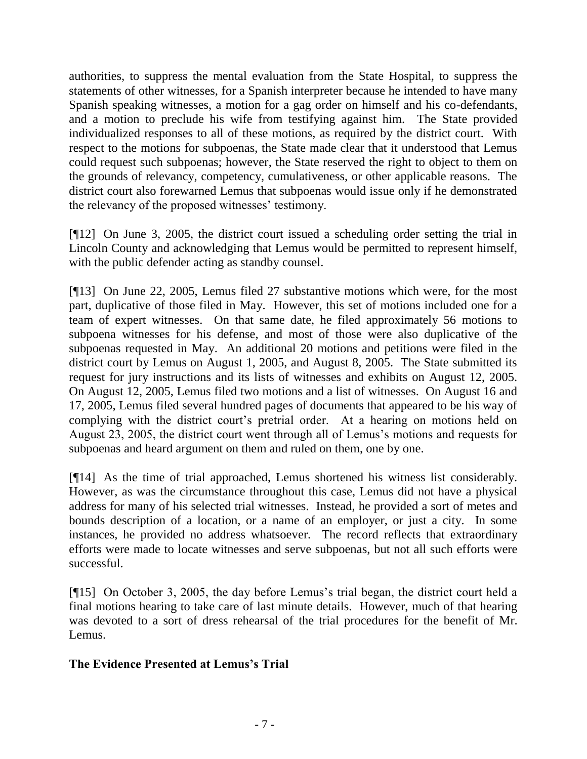authorities, to suppress the mental evaluation from the State Hospital, to suppress the statements of other witnesses, for a Spanish interpreter because he intended to have many Spanish speaking witnesses, a motion for a gag order on himself and his co-defendants, and a motion to preclude his wife from testifying against him. The State provided individualized responses to all of these motions, as required by the district court. With respect to the motions for subpoenas, the State made clear that it understood that Lemus could request such subpoenas; however, the State reserved the right to object to them on the grounds of relevancy, competency, cumulativeness, or other applicable reasons. The district court also forewarned Lemus that subpoenas would issue only if he demonstrated the relevancy of the proposed witnesses' testimony.

[¶12] On June 3, 2005, the district court issued a scheduling order setting the trial in Lincoln County and acknowledging that Lemus would be permitted to represent himself, with the public defender acting as standby counsel.

[¶13] On June 22, 2005, Lemus filed 27 substantive motions which were, for the most part, duplicative of those filed in May. However, this set of motions included one for a team of expert witnesses. On that same date, he filed approximately 56 motions to subpoena witnesses for his defense, and most of those were also duplicative of the subpoenas requested in May. An additional 20 motions and petitions were filed in the district court by Lemus on August 1, 2005, and August 8, 2005. The State submitted its request for jury instructions and its lists of witnesses and exhibits on August 12, 2005. On August 12, 2005, Lemus filed two motions and a list of witnesses. On August 16 and 17, 2005, Lemus filed several hundred pages of documents that appeared to be his way of complying with the district court's pretrial order. At a hearing on motions held on August 23, 2005, the district court went through all of Lemus's motions and requests for subpoenas and heard argument on them and ruled on them, one by one.

[¶14] As the time of trial approached, Lemus shortened his witness list considerably. However, as was the circumstance throughout this case, Lemus did not have a physical address for many of his selected trial witnesses. Instead, he provided a sort of metes and bounds description of a location, or a name of an employer, or just a city. In some instances, he provided no address whatsoever. The record reflects that extraordinary efforts were made to locate witnesses and serve subpoenas, but not all such efforts were successful.

[¶15] On October 3, 2005, the day before Lemus's trial began, the district court held a final motions hearing to take care of last minute details. However, much of that hearing was devoted to a sort of dress rehearsal of the trial procedures for the benefit of Mr. Lemus.

**The Evidence Presented at Lemus's Trial**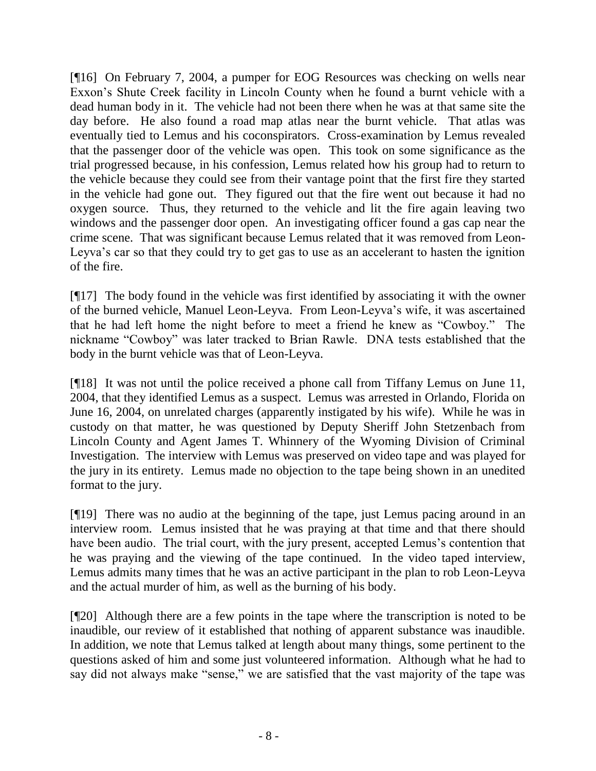[¶16] On February 7, 2004, a pumper for EOG Resources was checking on wells near Exxon's Shute Creek facility in Lincoln County when he found a burnt vehicle with a dead human body in it. The vehicle had not been there when he was at that same site the day before. He also found a road map atlas near the burnt vehicle. That atlas was eventually tied to Lemus and his coconspirators. Cross-examination by Lemus revealed that the passenger door of the vehicle was open. This took on some significance as the trial progressed because, in his confession, Lemus related how his group had to return to the vehicle because they could see from their vantage point that the first fire they started in the vehicle had gone out. They figured out that the fire went out because it had no oxygen source. Thus, they returned to the vehicle and lit the fire again leaving two windows and the passenger door open. An investigating officer found a gas cap near the crime scene. That was significant because Lemus related that it was removed from Leon-Leyva's car so that they could try to get gas to use as an accelerant to hasten the ignition of the fire.

[¶17] The body found in the vehicle was first identified by associating it with the owner of the burned vehicle, Manuel Leon-Leyva. From Leon-Leyva's wife, it was ascertained that he had left home the night before to meet a friend he knew as "Cowboy." The nickname "Cowboy" was later tracked to Brian Rawle. DNA tests established that the body in the burnt vehicle was that of Leon-Leyva.

[¶18] It was not until the police received a phone call from Tiffany Lemus on June 11, 2004, that they identified Lemus as a suspect. Lemus was arrested in Orlando, Florida on June 16, 2004, on unrelated charges (apparently instigated by his wife). While he was in custody on that matter, he was questioned by Deputy Sheriff John Stetzenbach from Lincoln County and Agent James T. Whinnery of the Wyoming Division of Criminal Investigation. The interview with Lemus was preserved on video tape and was played for the jury in its entirety. Lemus made no objection to the tape being shown in an unedited format to the jury.

[¶19] There was no audio at the beginning of the tape, just Lemus pacing around in an interview room. Lemus insisted that he was praying at that time and that there should have been audio. The trial court, with the jury present, accepted Lemus's contention that he was praying and the viewing of the tape continued. In the video taped interview, Lemus admits many times that he was an active participant in the plan to rob Leon-Leyva and the actual murder of him, as well as the burning of his body.

[¶20] Although there are a few points in the tape where the transcription is noted to be inaudible, our review of it established that nothing of apparent substance was inaudible. In addition, we note that Lemus talked at length about many things, some pertinent to the questions asked of him and some just volunteered information. Although what he had to say did not always make "sense," we are satisfied that the vast majority of the tape was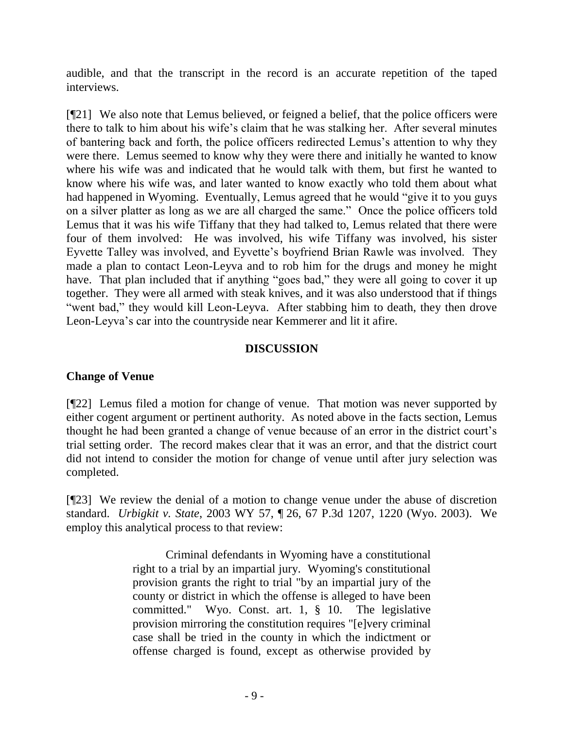audible, and that the transcript in the record is an accurate repetition of the taped interviews.

[¶21] We also note that Lemus believed, or feigned a belief, that the police officers were there to talk to him about his wife's claim that he was stalking her. After several minutes of bantering back and forth, the police officers redirected Lemus's attention to why they were there. Lemus seemed to know why they were there and initially he wanted to know where his wife was and indicated that he would talk with them, but first he wanted to know where his wife was, and later wanted to know exactly who told them about what had happened in Wyoming. Eventually, Lemus agreed that he would "give it to you guys on a silver platter as long as we are all charged the same." Once the police officers told Lemus that it was his wife Tiffany that they had talked to, Lemus related that there were four of them involved: He was involved, his wife Tiffany was involved, his sister Eyvette Talley was involved, and Eyvette's boyfriend Brian Rawle was involved. They made a plan to contact Leon-Leyva and to rob him for the drugs and money he might have. That plan included that if anything "goes bad," they were all going to cover it up together. They were all armed with steak knives, and it was also understood that if things "went bad," they would kill Leon-Leyva. After stabbing him to death, they then drove Leon-Leyva's car into the countryside near Kemmerer and lit it afire.

## DISCUSSION

### Change of Venue

[¶22] Lemus filed a motion for change of venue. That motion was never supported by either cogent argument or pertinent authority. As noted above in the facts section, Lemus thought he had been granted a change of venue because of an error in the district court's trial setting order. The record makes clear that it was an error, and that the district court did not intend to consider the motion for change of venue until after jury selection was completed.

[¶23] We review the denial of a motion to change venue under the abuse of discretion standard. *Urbigkit v. State*, 2003 WY 57, ¶ 26, 67 P.3d 1207, 1220 (Wyo. 2003). We employ this analytical process to that review:

> Criminal defendants in Wyoming have a constitutional right to a trial by an impartial jury. Wyoming's constitutional provision grants the right to trial "by an impartial jury of the county or district in which the offense is alleged to have been committed." Wyo. Const. art. 1, § 10. The legislative provision mirroring the constitution requires "[e]very criminal case shall be tried in the county in which the indictment or offense charged is found, except as otherwise provided by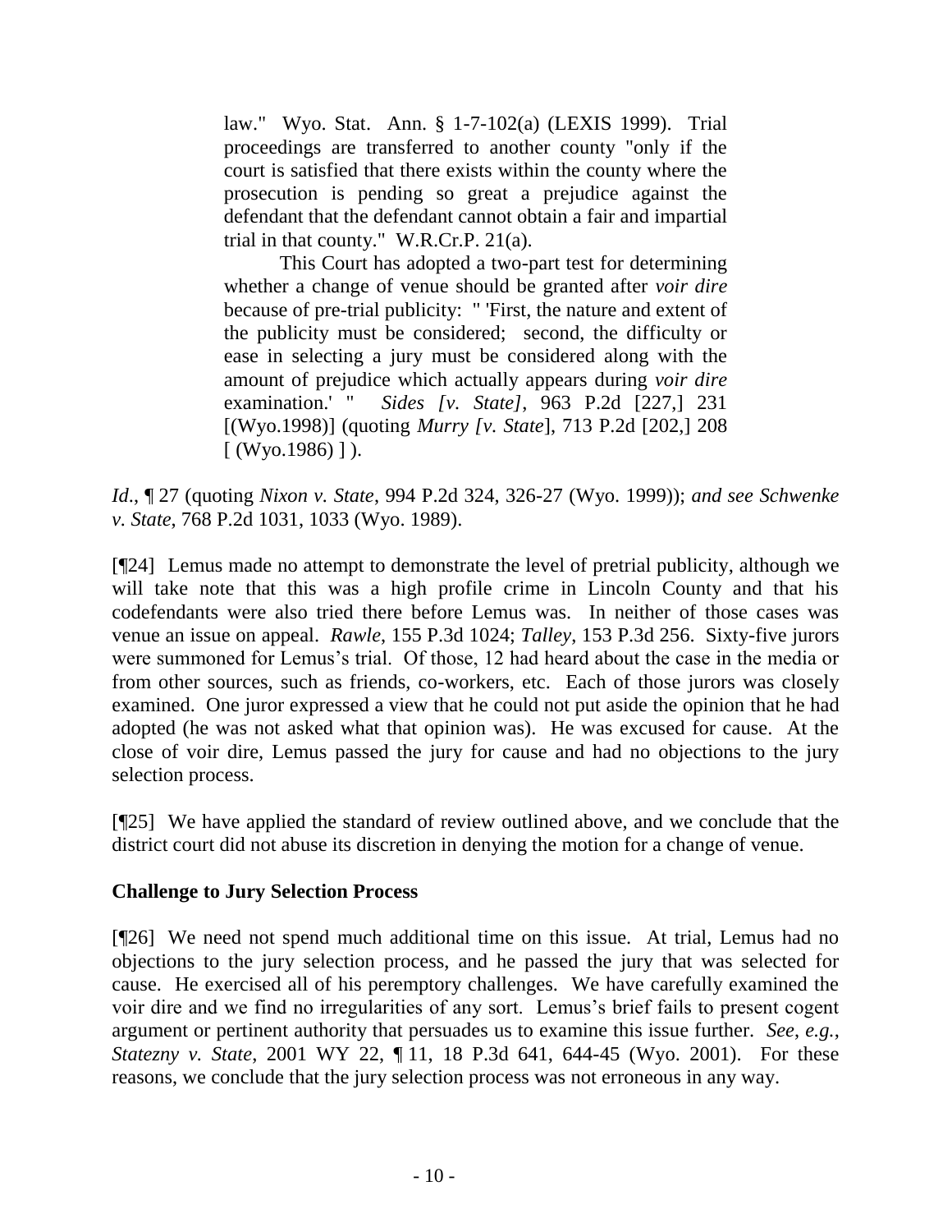> law." Wyo. Stat. Ann. § 1-7-102(a) (LEXIS 1999). Trial proceedings are transferred to another county "only if the court is satisfied that there exists within the county where the prosecution is pending so great a prejudice against the defendant that the defendant cannot obtain a fair and impartial trial in that county." W.R.Cr.P. 21(a).
>
> This Court has adopted a two-part test for determining whether a change of venue should be granted after *voir dire* because of pre-trial publicity: " 'First, the nature and extent of the publicity must be considered; second, the difficulty or ease in selecting a jury must be considered along with the amount of prejudice which actually appears during *voir dire* examination.' " *Sides [v. State]*, 963 P.2d [227,] 231 [(Wyo.1998)] (quoting *Murry [v. State*], 713 P.2d [202,] 208 [ (Wyo.1986) ] ).

*Id*., ¶ 27 (quoting *Nixon v. State*, 994 P.2d 324, 326-27 (Wyo. 1999)); *and see Schwenke v. State*, 768 P.2d 1031, 1033 (Wyo. 1989).

[¶24] Lemus made no attempt to demonstrate the level of pretrial publicity, although we will take note that this was a high profile crime in Lincoln County and that his codefendants were also tried there before Lemus was. In neither of those cases was venue an issue on appeal. *Rawle*, 155 P.3d 1024; *Talley*, 153 P.3d 256. Sixty-five jurors were summoned for Lemus's trial. Of those, 12 had heard about the case in the media or from other sources, such as friends, co-workers, etc. Each of those jurors was closely examined. One juror expressed a view that he could not put aside the opinion that he had adopted (he was not asked what that opinion was). He was excused for cause. At the close of voir dire, Lemus passed the jury for cause and had no objections to the jury selection process.

[¶25] We have applied the standard of review outlined above, and we conclude that the district court did not abuse its discretion in denying the motion for a change of venue.

### Challenge to Jury Selection Process

[¶26] We need not spend much additional time on this issue. At trial, Lemus had no objections to the jury selection process, and he passed the jury that was selected for cause. He exercised all of his peremptory challenges. We have carefully examined the voir dire and we find no irregularities of any sort. Lemus's brief fails to present cogent argument or pertinent authority that persuades us to examine this issue further. *See*, *e.g.*, *Statezny v. State*, 2001 WY 22, ¶ 11, 18 P.3d 641, 644-45 (Wyo. 2001). For these reasons, we conclude that the jury selection process was not erroneous in any way.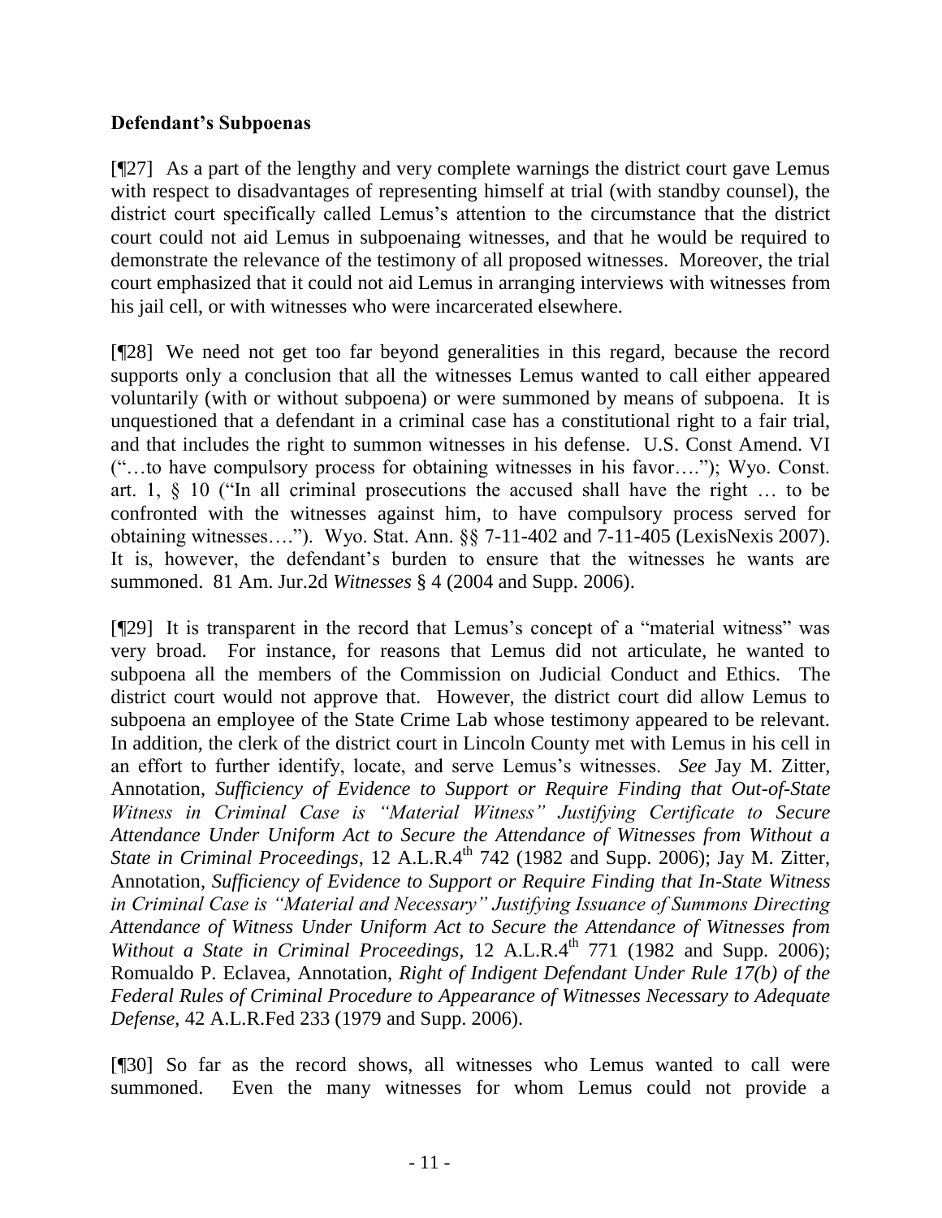**Defendant's Subpoenas**

[¶27] As a part of the lengthy and very complete warnings the district court gave Lemus with respect to disadvantages of representing himself at trial (with standby counsel), the district court specifically called Lemus's attention to the circumstance that the district court could not aid Lemus in subpoenaing witnesses, and that he would be required to demonstrate the relevance of the testimony of all proposed witnesses. Moreover, the trial court emphasized that it could not aid Lemus in arranging interviews with witnesses from his jail cell, or with witnesses who were incarcerated elsewhere.

[¶28] We need not get too far beyond generalities in this regard, because the record supports only a conclusion that all the witnesses Lemus wanted to call either appeared voluntarily (with or without subpoena) or were summoned by means of subpoena. It is unquestioned that a defendant in a criminal case has a constitutional right to a fair trial, and that includes the right to summon witnesses in his defense. U.S. Const Amend. VI ("…to have compulsory process for obtaining witnesses in his favor…."); Wyo. Const. art. 1, § 10 ("In all criminal prosecutions the accused shall have the right … to be confronted with the witnesses against him, to have compulsory process served for obtaining witnesses…."). Wyo. Stat. Ann. §§ 7-11-402 and 7-11-405 (LexisNexis 2007). It is, however, the defendant's burden to ensure that the witnesses he wants are summoned. 81 Am. Jur.2d *Witnesses* § 4 (2004 and Supp. 2006).

[¶29] It is transparent in the record that Lemus's concept of a "material witness" was very broad. For instance, for reasons that Lemus did not articulate, he wanted to subpoena all the members of the Commission on Judicial Conduct and Ethics. The district court would not approve that. However, the district court did allow Lemus to subpoena an employee of the State Crime Lab whose testimony appeared to be relevant. In addition, the clerk of the district court in Lincoln County met with Lemus in his cell in an effort to further identify, locate, and serve Lemus's witnesses. *See* Jay M. Zitter, Annotation, *Sufficiency of Evidence to Support or Require Finding that Out-of-State Witness in Criminal Case is "Material Witness" Justifying Certificate to Secure Attendance Under Uniform Act to Secure the Attendance of Witnesses from Without a State in Criminal Proceedings*, 12 A.L.R.4th 742 (1982 and Supp. 2006); Jay M. Zitter, Annotation, *Sufficiency of Evidence to Support or Require Finding that In-State Witness in Criminal Case is "Material and Necessary" Justifying Issuance of Summons Directing Attendance of Witness Under Uniform Act to Secure the Attendance of Witnesses from Without a State in Criminal Proceedings*, 12 A.L.R.4th 771 (1982 and Supp. 2006); Romualdo P. Eclavea, Annotation, *Right of Indigent Defendant Under Rule 17(b) of the Federal Rules of Criminal Procedure to Appearance of Witnesses Necessary to Adequate Defense*, 42 A.L.R.Fed 233 (1979 and Supp. 2006).

[¶30] So far as the record shows, all witnesses who Lemus wanted to call were summoned. Even the many witnesses for whom Lemus could not provide a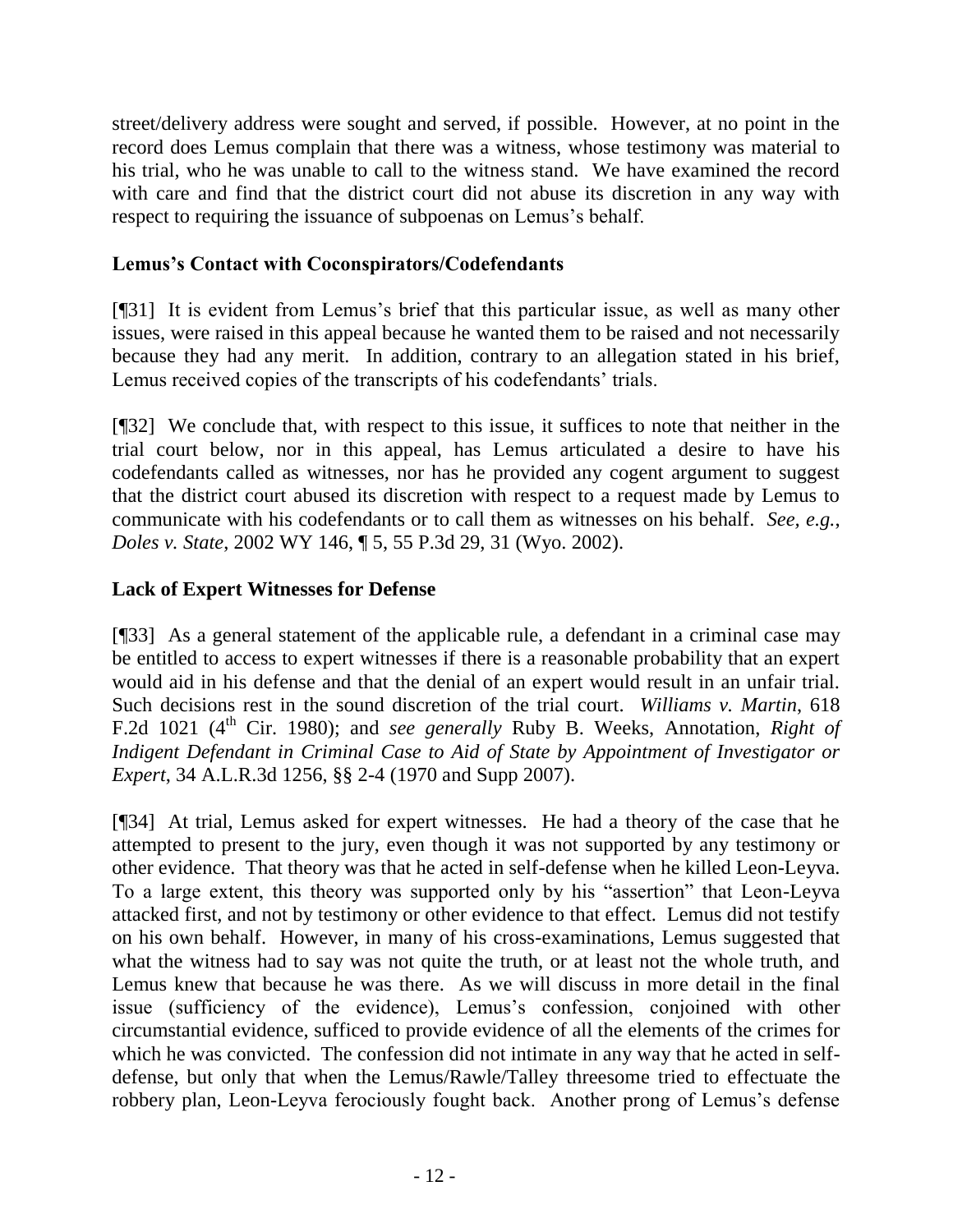street/delivery address were sought and served, if possible. However, at no point in the record does Lemus complain that there was a witness, whose testimony was material to his trial, who he was unable to call to the witness stand. We have examined the record with care and find that the district court did not abuse its discretion in any way with respect to requiring the issuance of subpoenas on Lemus's behalf.

## Lemus's Contact with Coconspirators/Codefendants

[¶31] It is evident from Lemus's brief that this particular issue, as well as many other issues, were raised in this appeal because he wanted them to be raised and not necessarily because they had any merit. In addition, contrary to an allegation stated in his brief, Lemus received copies of the transcripts of his codefendants' trials.

[¶32] We conclude that, with respect to this issue, it suffices to note that neither in the trial court below, nor in this appeal, has Lemus articulated a desire to have his codefendants called as witnesses, nor has he provided any cogent argument to suggest that the district court abused its discretion with respect to a request made by Lemus to communicate with his codefendants or to call them as witnesses on his behalf. *See, e.g.*, *Doles v. State*, 2002 WY 146, ¶ 5, 55 P.3d 29, 31 (Wyo. 2002).

## Lack of Expert Witnesses for Defense

[¶33] As a general statement of the applicable rule, a defendant in a criminal case may be entitled to access to expert witnesses if there is a reasonable probability that an expert would aid in his defense and that the denial of an expert would result in an unfair trial. Such decisions rest in the sound discretion of the trial court. *Williams v. Martin*, 618 F.2d 1021 (4th Cir. 1980); and *see generally* Ruby B. Weeks, Annotation, *Right of Indigent Defendant in Criminal Case to Aid of State by Appointment of Investigator or Expert*, 34 A.L.R.3d 1256, §§ 2-4 (1970 and Supp 2007).

[¶34] At trial, Lemus asked for expert witnesses. He had a theory of the case that he attempted to present to the jury, even though it was not supported by any testimony or other evidence. That theory was that he acted in self-defense when he killed Leon-Leyva. To a large extent, this theory was supported only by his "assertion" that Leon-Leyva attacked first, and not by testimony or other evidence to that effect. Lemus did not testify on his own behalf. However, in many of his cross-examinations, Lemus suggested that what the witness had to say was not quite the truth, or at least not the whole truth, and Lemus knew that because he was there. As we will discuss in more detail in the final issue (sufficiency of the evidence), Lemus's confession, conjoined with other circumstantial evidence, sufficed to provide evidence of all the elements of the crimes for which he was convicted. The confession did not intimate in any way that he acted in self-defense, but only that when the Lemus/Rawle/Talley threesome tried to effectuate the robbery plan, Leon-Leyva ferociously fought back. Another prong of Lemus's defense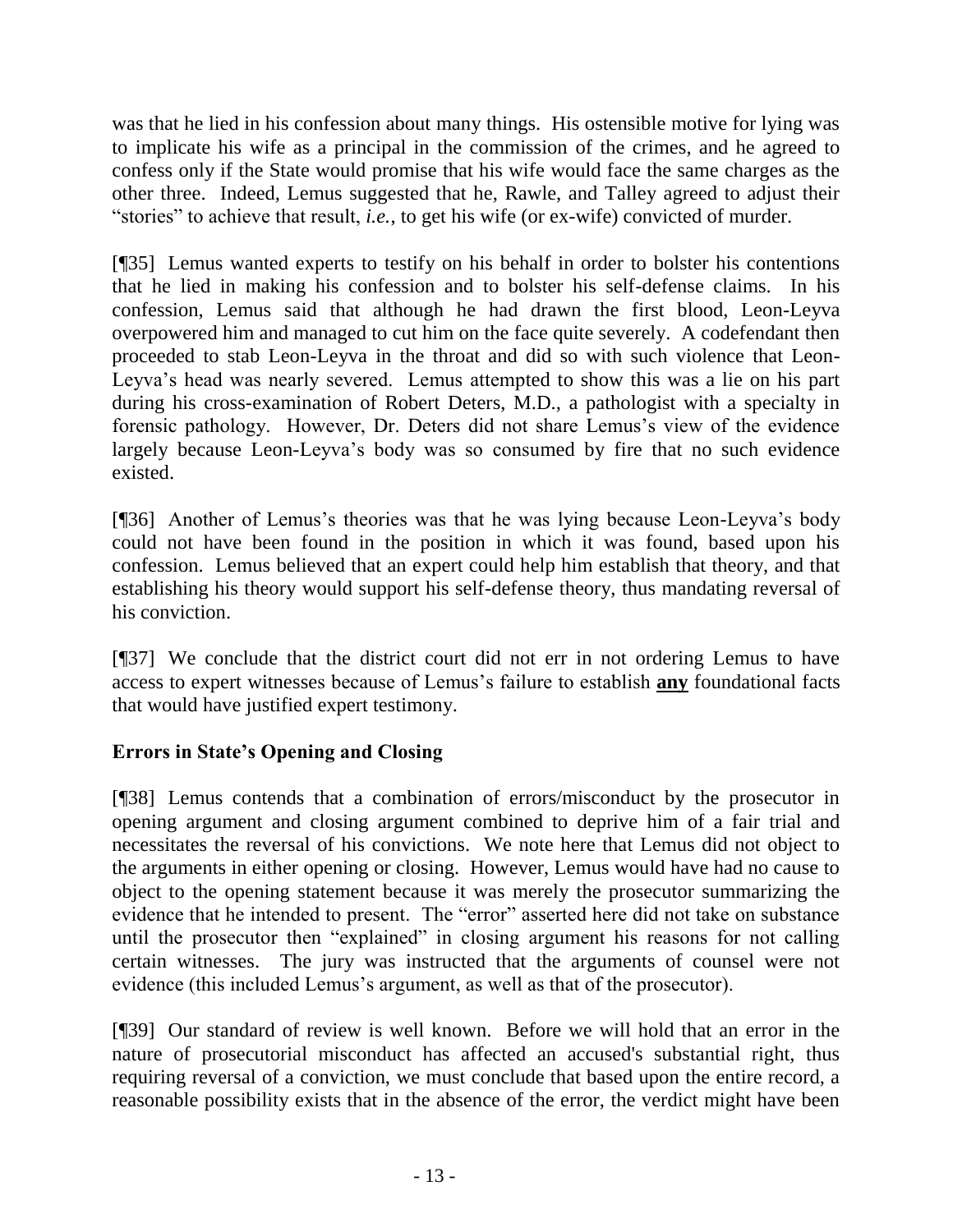was that he lied in his confession about many things. His ostensible motive for lying was to implicate his wife as a principal in the commission of the crimes, and he agreed to confess only if the State would promise that his wife would face the same charges as the other three. Indeed, Lemus suggested that he, Rawle, and Talley agreed to adjust their "stories" to achieve that result, *i.e.*, to get his wife (or ex-wife) convicted of murder.

[¶35] Lemus wanted experts to testify on his behalf in order to bolster his contentions that he lied in making his confession and to bolster his self-defense claims. In his confession, Lemus said that although he had drawn the first blood, Leon-Leyva overpowered him and managed to cut him on the face quite severely. A codefendant then proceeded to stab Leon-Leyva in the throat and did so with such violence that Leon-Leyva's head was nearly severed. Lemus attempted to show this was a lie on his part during his cross-examination of Robert Deters, M.D., a pathologist with a specialty in forensic pathology. However, Dr. Deters did not share Lemus's view of the evidence largely because Leon-Leyva's body was so consumed by fire that no such evidence existed.

[¶36] Another of Lemus's theories was that he was lying because Leon-Leyva's body could not have been found in the position in which it was found, based upon his confession. Lemus believed that an expert could help him establish that theory, and that establishing his theory would support his self-defense theory, thus mandating reversal of his conviction.

[¶37] We conclude that the district court did not err in not ordering Lemus to have access to expert witnesses because of Lemus's failure to establish **any** foundational facts that would have justified expert testimony.

## Errors in State's Opening and Closing

[¶38] Lemus contends that a combination of errors/misconduct by the prosecutor in opening argument and closing argument combined to deprive him of a fair trial and necessitates the reversal of his convictions. We note here that Lemus did not object to the arguments in either opening or closing. However, Lemus would have had no cause to object to the opening statement because it was merely the prosecutor summarizing the evidence that he intended to present. The "error" asserted here did not take on substance until the prosecutor then "explained" in closing argument his reasons for not calling certain witnesses. The jury was instructed that the arguments of counsel were not evidence (this included Lemus's argument, as well as that of the prosecutor).

[¶39] Our standard of review is well known. Before we will hold that an error in the nature of prosecutorial misconduct has affected an accused's substantial right, thus requiring reversal of a conviction, we must conclude that based upon the entire record, a reasonable possibility exists that in the absence of the error, the verdict might have been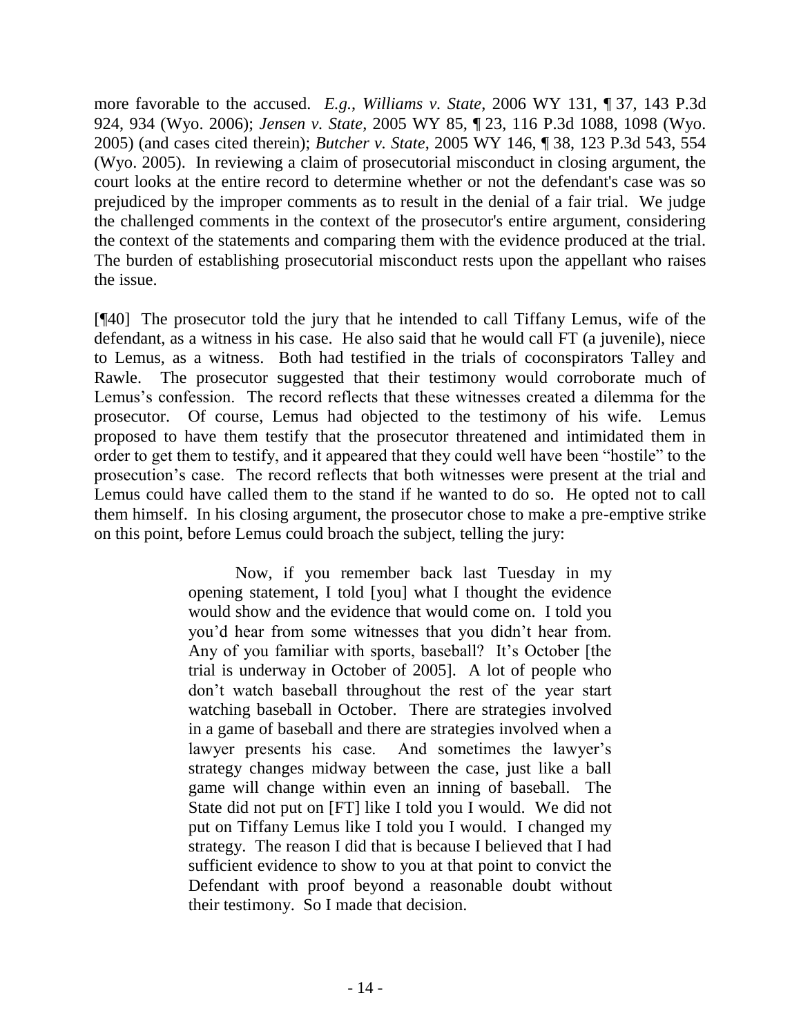more favorable to the accused. *E.g.*, *Williams v. State*, 2006 WY 131, ¶ 37, 143 P.3d 924, 934 (Wyo. 2006); *Jensen v. State*, 2005 WY 85, ¶ 23, 116 P.3d 1088, 1098 (Wyo. 2005) (and cases cited therein); *Butcher v. State*, 2005 WY 146, ¶ 38, 123 P.3d 543, 554 (Wyo. 2005). In reviewing a claim of prosecutorial misconduct in closing argument, the court looks at the entire record to determine whether or not the defendant's case was so prejudiced by the improper comments as to result in the denial of a fair trial. We judge the challenged comments in the context of the prosecutor's entire argument, considering the context of the statements and comparing them with the evidence produced at the trial. The burden of establishing prosecutorial misconduct rests upon the appellant who raises the issue.

[¶40] The prosecutor told the jury that he intended to call Tiffany Lemus, wife of the defendant, as a witness in his case. He also said that he would call FT (a juvenile), niece to Lemus, as a witness. Both had testified in the trials of coconspirators Talley and Rawle. The prosecutor suggested that their testimony would corroborate much of Lemus's confession. The record reflects that these witnesses created a dilemma for the prosecutor. Of course, Lemus had objected to the testimony of his wife. Lemus proposed to have them testify that the prosecutor threatened and intimidated them in order to get them to testify, and it appeared that they could well have been "hostile" to the prosecution's case. The record reflects that both witnesses were present at the trial and Lemus could have called them to the stand if he wanted to do so. He opted not to call them himself. In his closing argument, the prosecutor chose to make a pre-emptive strike on this point, before Lemus could broach the subject, telling the jury:

> Now, if you remember back last Tuesday in my opening statement, I told [you] what I thought the evidence would show and the evidence that would come on. I told you you'd hear from some witnesses that you didn't hear from. Any of you familiar with sports, baseball? It's October [the trial is underway in October of 2005]. A lot of people who don't watch baseball throughout the rest of the year start watching baseball in October. There are strategies involved in a game of baseball and there are strategies involved when a lawyer presents his case. And sometimes the lawyer's strategy changes midway between the case, just like a ball game will change within even an inning of baseball. The State did not put on [FT] like I told you I would. We did not put on Tiffany Lemus like I told you I would. I changed my strategy. The reason I did that is because I believed that I had sufficient evidence to show to you at that point to convict the Defendant with proof beyond a reasonable doubt without their testimony. So I made that decision.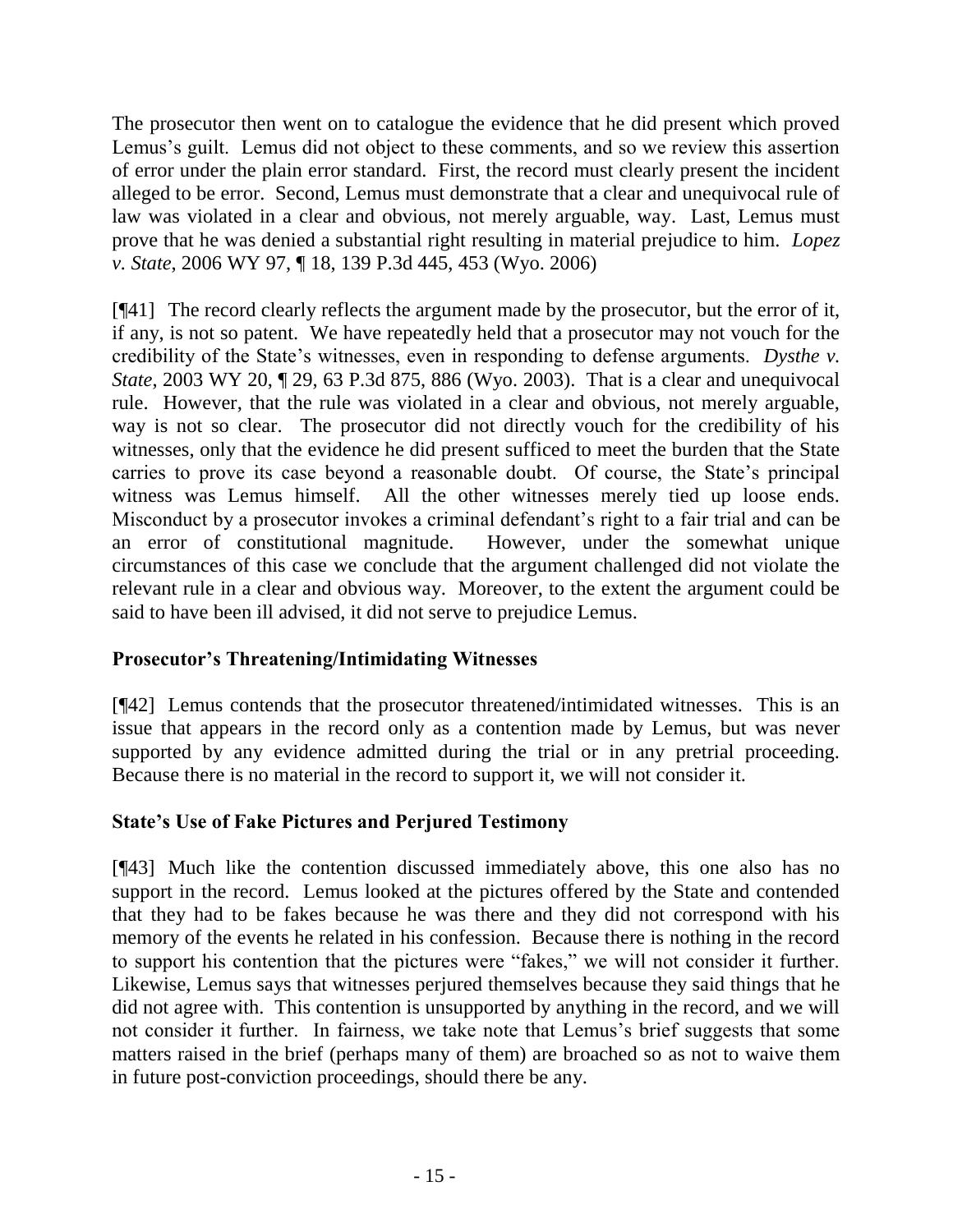The prosecutor then went on to catalogue the evidence that he did present which proved Lemus's guilt. Lemus did not object to these comments, and so we review this assertion of error under the plain error standard. First, the record must clearly present the incident alleged to be error. Second, Lemus must demonstrate that a clear and unequivocal rule of law was violated in a clear and obvious, not merely arguable, way. Last, Lemus must prove that he was denied a substantial right resulting in material prejudice to him. *Lopez v. State*, 2006 WY 97, ¶ 18, 139 P.3d 445, 453 (Wyo. 2006)

[¶41] The record clearly reflects the argument made by the prosecutor, but the error of it, if any, is not so patent. We have repeatedly held that a prosecutor may not vouch for the credibility of the State's witnesses, even in responding to defense arguments. *Dysthe v. State*, 2003 WY 20, ¶ 29, 63 P.3d 875, 886 (Wyo. 2003). That is a clear and unequivocal rule. However, that the rule was violated in a clear and obvious, not merely arguable, way is not so clear. The prosecutor did not directly vouch for the credibility of his witnesses, only that the evidence he did present sufficed to meet the burden that the State carries to prove its case beyond a reasonable doubt. Of course, the State's principal witness was Lemus himself. All the other witnesses merely tied up loose ends. Misconduct by a prosecutor invokes a criminal defendant's right to a fair trial and can be an error of constitutional magnitude. However, under the somewhat unique circumstances of this case we conclude that the argument challenged did not violate the relevant rule in a clear and obvious way. Moreover, to the extent the argument could be said to have been ill advised, it did not serve to prejudice Lemus.

**Prosecutor's Threatening/Intimidating Witnesses**

[¶42] Lemus contends that the prosecutor threatened/intimidated witnesses. This is an issue that appears in the record only as a contention made by Lemus, but was never supported by any evidence admitted during the trial or in any pretrial proceeding. Because there is no material in the record to support it, we will not consider it.

**State's Use of Fake Pictures and Perjured Testimony**

[¶43] Much like the contention discussed immediately above, this one also has no support in the record. Lemus looked at the pictures offered by the State and contended that they had to be fakes because he was there and they did not correspond with his memory of the events he related in his confession. Because there is nothing in the record to support his contention that the pictures were "fakes," we will not consider it further. Likewise, Lemus says that witnesses perjured themselves because they said things that he did not agree with. This contention is unsupported by anything in the record, and we will not consider it further. In fairness, we take note that Lemus's brief suggests that some matters raised in the brief (perhaps many of them) are broached so as not to waive them in future post-conviction proceedings, should there be any.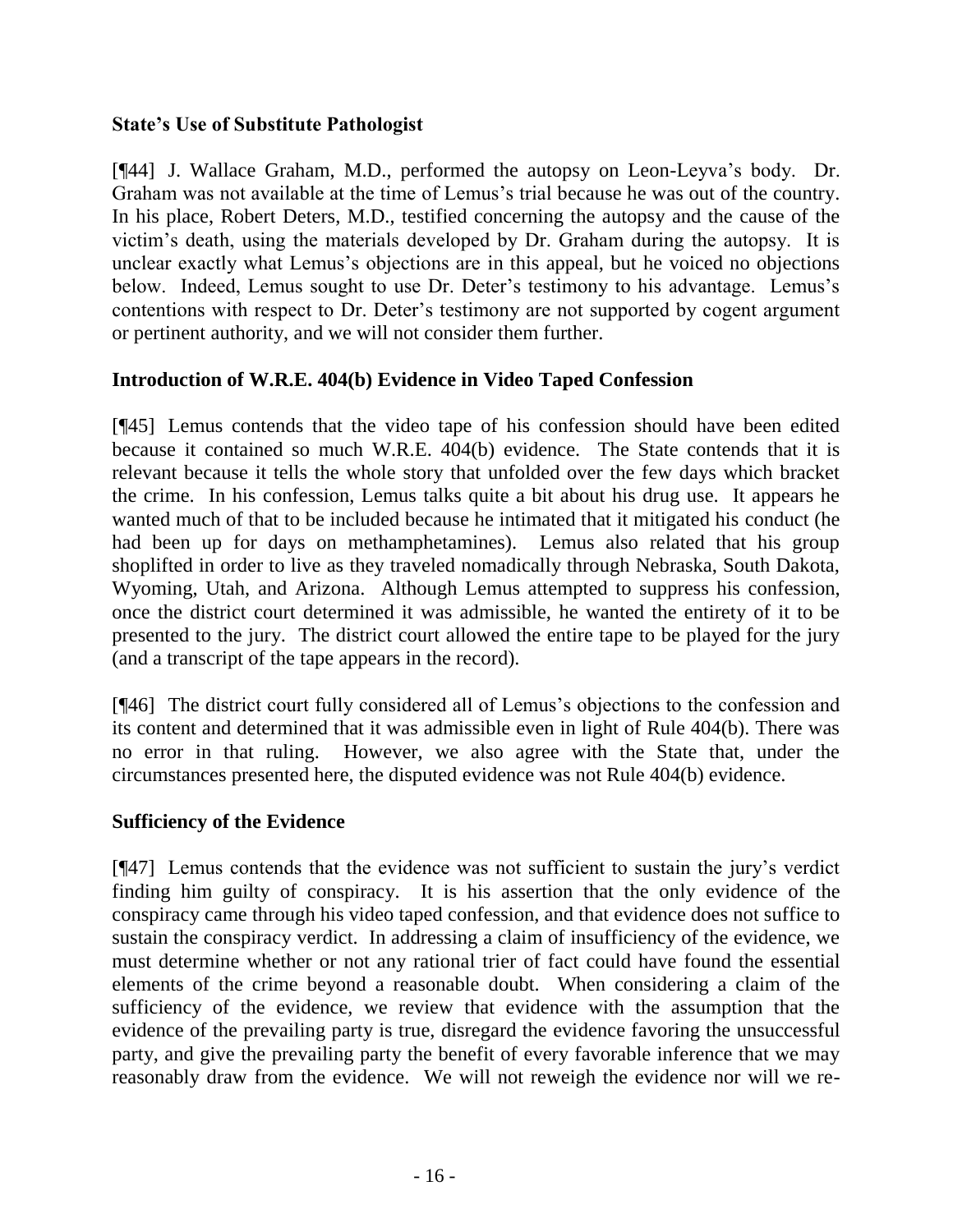### State's Use of Substitute Pathologist

[¶44] J. Wallace Graham, M.D., performed the autopsy on Leon-Leyva's body. Dr. Graham was not available at the time of Lemus's trial because he was out of the country. In his place, Robert Deters, M.D., testified concerning the autopsy and the cause of the victim's death, using the materials developed by Dr. Graham during the autopsy. It is unclear exactly what Lemus's objections are in this appeal, but he voiced no objections below. Indeed, Lemus sought to use Dr. Deter's testimony to his advantage. Lemus's contentions with respect to Dr. Deter's testimony are not supported by cogent argument or pertinent authority, and we will not consider them further.

### Introduction of W.R.E. 404(b) Evidence in Video Taped Confession

[¶45] Lemus contends that the video tape of his confession should have been edited because it contained so much W.R.E. 404(b) evidence. The State contends that it is relevant because it tells the whole story that unfolded over the few days which bracket the crime. In his confession, Lemus talks quite a bit about his drug use. It appears he wanted much of that to be included because he intimated that it mitigated his conduct (he had been up for days on methamphetamines). Lemus also related that his group shoplifted in order to live as they traveled nomadically through Nebraska, South Dakota, Wyoming, Utah, and Arizona. Although Lemus attempted to suppress his confession, once the district court determined it was admissible, he wanted the entirety of it to be presented to the jury. The district court allowed the entire tape to be played for the jury (and a transcript of the tape appears in the record).

[¶46] The district court fully considered all of Lemus's objections to the confession and its content and determined that it was admissible even in light of Rule 404(b). There was no error in that ruling. However, we also agree with the State that, under the circumstances presented here, the disputed evidence was not Rule 404(b) evidence.

### Sufficiency of the Evidence

[¶47] Lemus contends that the evidence was not sufficient to sustain the jury's verdict finding him guilty of conspiracy. It is his assertion that the only evidence of the conspiracy came through his video taped confession, and that evidence does not suffice to sustain the conspiracy verdict. In addressing a claim of insufficiency of the evidence, we must determine whether or not any rational trier of fact could have found the essential elements of the crime beyond a reasonable doubt. When considering a claim of the sufficiency of the evidence, we review that evidence with the assumption that the evidence of the prevailing party is true, disregard the evidence favoring the unsuccessful party, and give the prevailing party the benefit of every favorable inference that we may reasonably draw from the evidence. We will not reweigh the evidence nor will we re-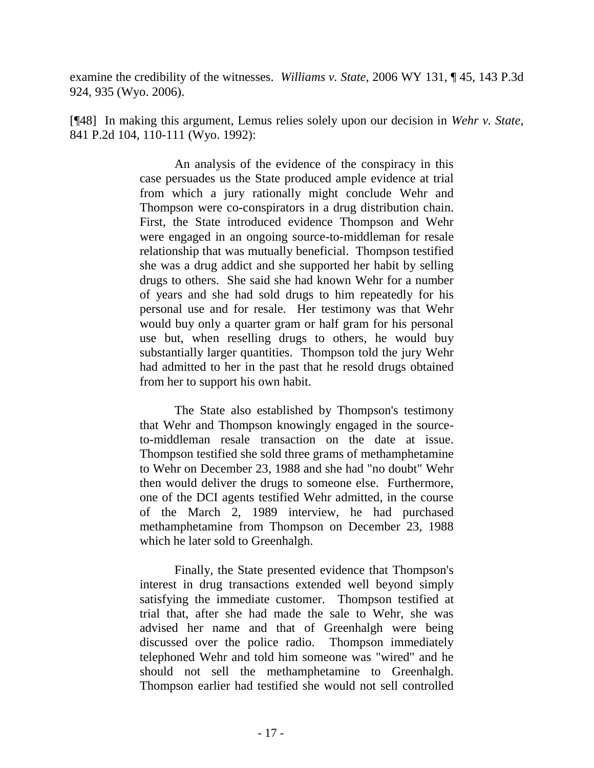examine the credibility of the witnesses. *Williams v. State*, 2006 WY 131, ¶ 45, 143 P.3d 924, 935 (Wyo. 2006).

[¶48] In making this argument, Lemus relies solely upon our decision in *Wehr v. State*, 841 P.2d 104, 110-111 (Wyo. 1992):

> An analysis of the evidence of the conspiracy in this case persuades us the State produced ample evidence at trial from which a jury rationally might conclude Wehr and Thompson were co-conspirators in a drug distribution chain. First, the State introduced evidence Thompson and Wehr were engaged in an ongoing source-to-middleman for resale relationship that was mutually beneficial. Thompson testified she was a drug addict and she supported her habit by selling drugs to others. She said she had known Wehr for a number of years and she had sold drugs to him repeatedly for his personal use and for resale. Her testimony was that Wehr would buy only a quarter gram or half gram for his personal use but, when reselling drugs to others, he would buy substantially larger quantities. Thompson told the jury Wehr had admitted to her in the past that he resold drugs obtained from her to support his own habit.
>
> The State also established by Thompson's testimony that Wehr and Thompson knowingly engaged in the source-to-middleman resale transaction on the date at issue. Thompson testified she sold three grams of methamphetamine to Wehr on December 23, 1988 and she had "no doubt" Wehr then would deliver the drugs to someone else. Furthermore, one of the DCI agents testified Wehr admitted, in the course of the March 2, 1989 interview, he had purchased methamphetamine from Thompson on December 23, 1988 which he later sold to Greenhalgh.
>
> Finally, the State presented evidence that Thompson's interest in drug transactions extended well beyond simply satisfying the immediate customer. Thompson testified at trial that, after she had made the sale to Wehr, she was advised her name and that of Greenhalgh were being discussed over the police radio. Thompson immediately telephoned Wehr and told him someone was "wired" and he should not sell the methamphetamine to Greenhalgh. Thompson earlier had testified she would not sell controlled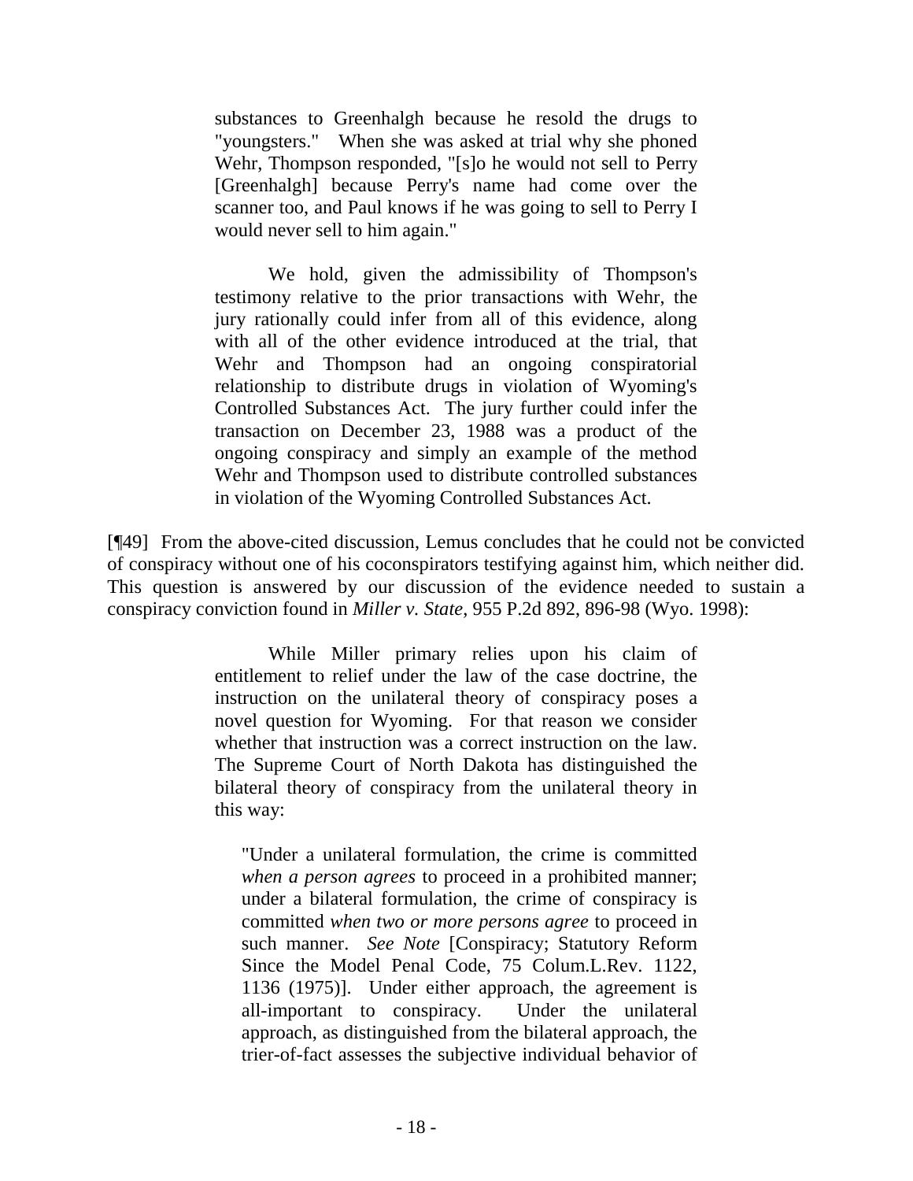> substances to Greenhalgh because he resold the drugs to "youngsters." When she was asked at trial why she phoned Wehr, Thompson responded, "[s]o he would not sell to Perry [Greenhalgh] because Perry's name had come over the scanner too, and Paul knows if he was going to sell to Perry I would never sell to him again."
>
> We hold, given the admissibility of Thompson's testimony relative to the prior transactions with Wehr, the jury rationally could infer from all of this evidence, along with all of the other evidence introduced at the trial, that Wehr and Thompson had an ongoing conspiratorial relationship to distribute drugs in violation of Wyoming's Controlled Substances Act. The jury further could infer the transaction on December 23, 1988 was a product of the ongoing conspiracy and simply an example of the method Wehr and Thompson used to distribute controlled substances in violation of the Wyoming Controlled Substances Act.

[¶49] From the above-cited discussion, Lemus concludes that he could not be convicted of conspiracy without one of his coconspirators testifying against him, which neither did. This question is answered by our discussion of the evidence needed to sustain a conspiracy conviction found in *Miller v. State*, 955 P.2d 892, 896-98 (Wyo. 1998):

> While Miller primary relies upon his claim of entitlement to relief under the law of the case doctrine, the instruction on the unilateral theory of conspiracy poses a novel question for Wyoming. For that reason we consider whether that instruction was a correct instruction on the law. The Supreme Court of North Dakota has distinguished the bilateral theory of conspiracy from the unilateral theory in this way:
>
> > "Under a unilateral formulation, the crime is committed *when a person agrees* to proceed in a prohibited manner; under a bilateral formulation, the crime of conspiracy is committed *when two or more persons agree* to proceed in such manner. *See Note* [Conspiracy; Statutory Reform Since the Model Penal Code, 75 Colum.L.Rev. 1122, 1136 (1975)]. Under either approach, the agreement is all-important to conspiracy. Under the unilateral approach, as distinguished from the bilateral approach, the trier-of-fact assesses the subjective individual behavior of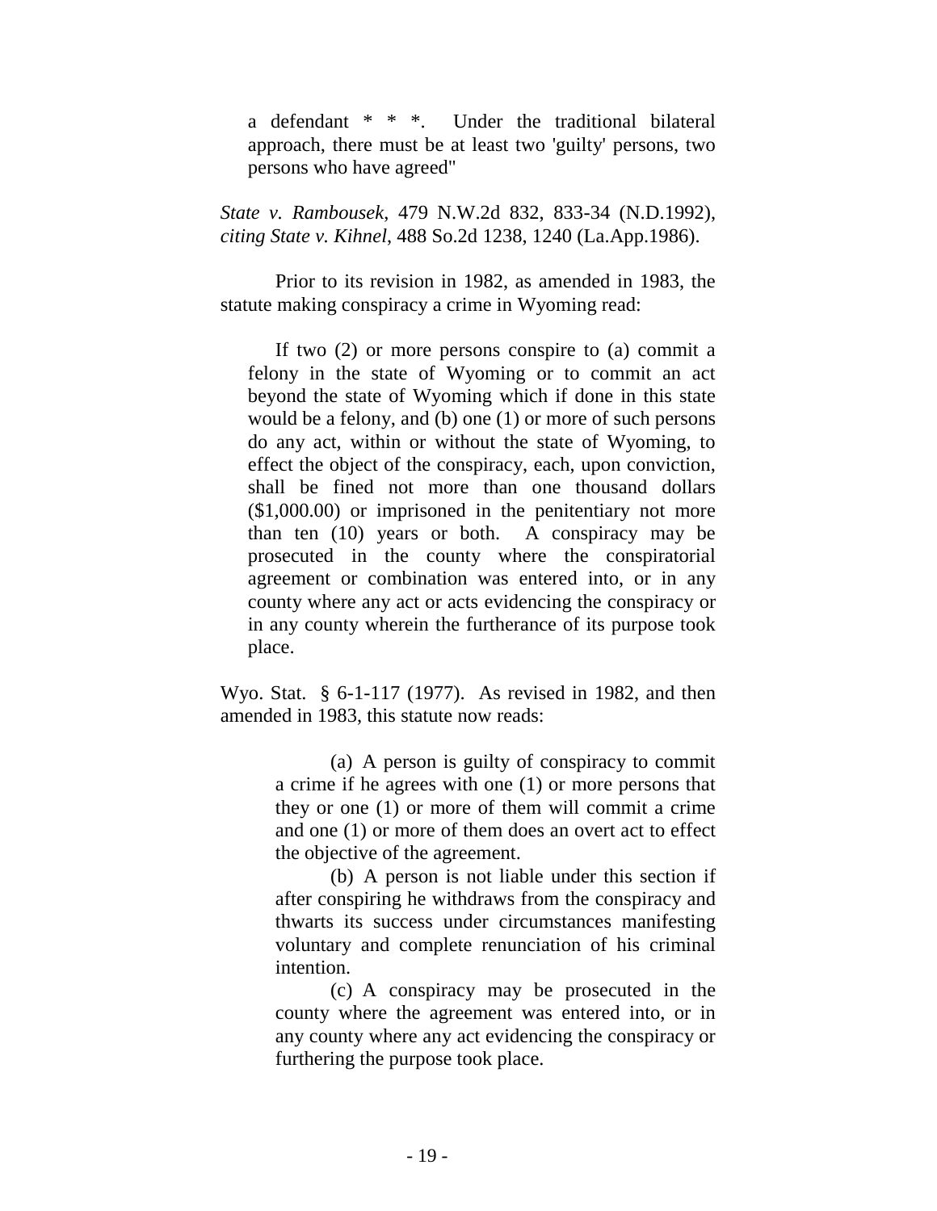> a defendant * * *. Under the traditional bilateral approach, there must be at least two 'guilty' persons, two persons who have agreed"

*State v. Rambousek*, 479 N.W.2d 832, 833-34 (N.D.1992), *citing State v. Kihnel*, 488 So.2d 1238, 1240 (La.App.1986).

Prior to its revision in 1982, as amended in 1983, the statute making conspiracy a crime in Wyoming read:

> If two (2) or more persons conspire to (a) commit a felony in the state of Wyoming or to commit an act beyond the state of Wyoming which if done in this state would be a felony, and (b) one (1) or more of such persons do any act, within or without the state of Wyoming, to effect the object of the conspiracy, each, upon conviction, shall be fined not more than one thousand dollars ($1,000.00) or imprisoned in the penitentiary not more than ten (10) years or both. A conspiracy may be prosecuted in the county where the conspiratorial agreement or combination was entered into, or in any county where any act or acts evidencing the conspiracy or in any county wherein the furtherance of its purpose took place.

Wyo. Stat. § 6-1-117 (1977). As revised in 1982, and then amended in 1983, this statute now reads:

> (a) A person is guilty of conspiracy to commit a crime if he agrees with one (1) or more persons that they or one (1) or more of them will commit a crime and one (1) or more of them does an overt act to effect the objective of the agreement.
>
> (b) A person is not liable under this section if after conspiring he withdraws from the conspiracy and thwarts its success under circumstances manifesting voluntary and complete renunciation of his criminal intention.
>
> (c) A conspiracy may be prosecuted in the county where the agreement was entered into, or in any county where any act evidencing the conspiracy or furthering the purpose took place.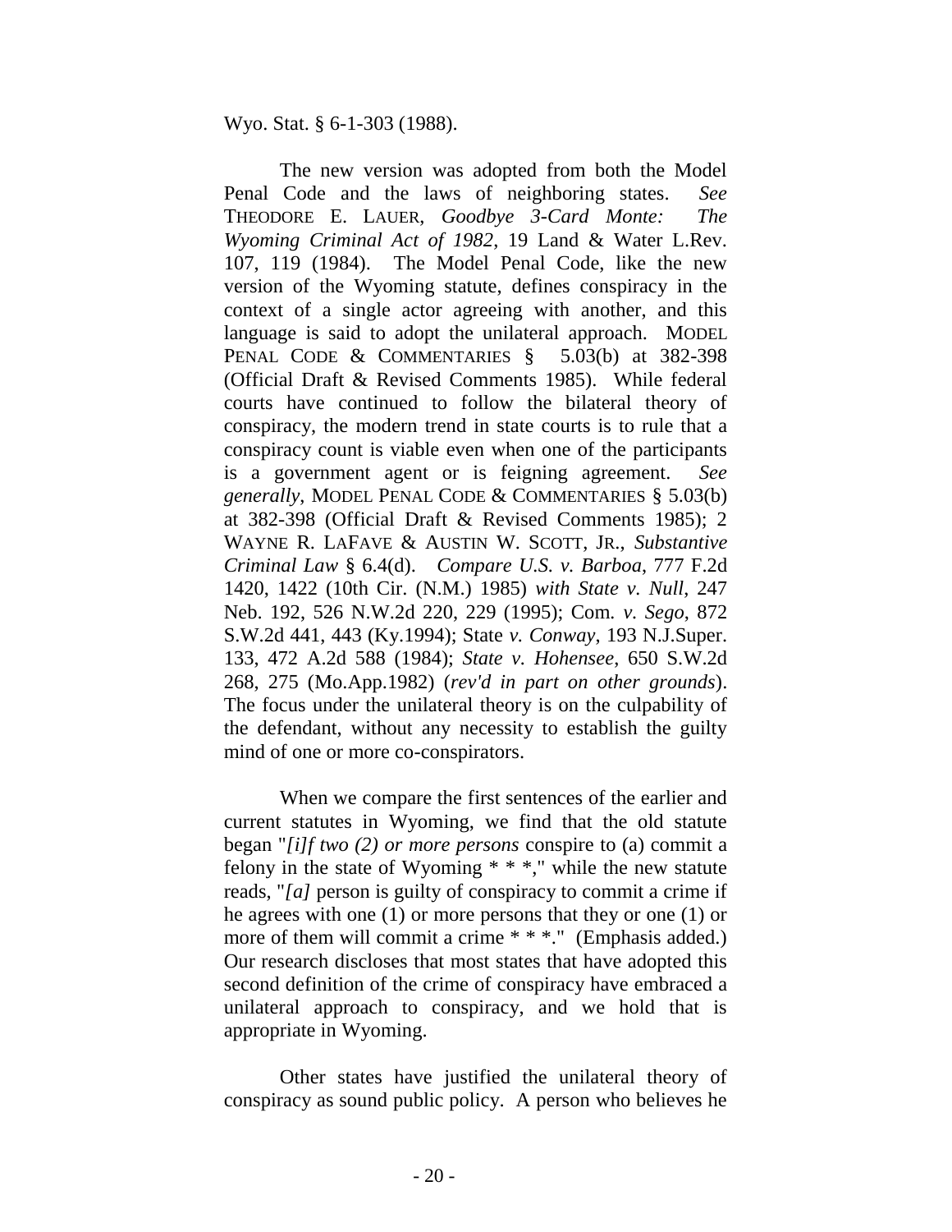Wyo. Stat. § 6-1-303 (1988).

The new version was adopted from both the Model Penal Code and the laws of neighboring states. *See* THEODORE E. LAUER, *Goodbye 3-Card Monte: The Wyoming Criminal Act of 1982*, 19 Land & Water L.Rev. 107, 119 (1984). The Model Penal Code, like the new version of the Wyoming statute, defines conspiracy in the context of a single actor agreeing with another, and this language is said to adopt the unilateral approach. MODEL PENAL CODE & COMMENTARIES § 5.03(b) at 382-398 (Official Draft & Revised Comments 1985). While federal courts have continued to follow the bilateral theory of conspiracy, the modern trend in state courts is to rule that a conspiracy count is viable even when one of the participants is a government agent or is feigning agreement. *See generally*, MODEL PENAL CODE & COMMENTARIES § 5.03(b) at 382-398 (Official Draft & Revised Comments 1985); 2 WAYNE R. LAFAVE & AUSTIN W. SCOTT, JR., *Substantive Criminal Law* § 6.4(d). *Compare U.S. v. Barboa*, 777 F.2d 1420, 1422 (10th Cir. (N.M.) 1985) *with State v. Null*, 247 Neb. 192, 526 N.W.2d 220, 229 (1995); Com. *v. Sego*, 872 S.W.2d 441, 443 (Ky.1994); State *v. Conway*, 193 N.J.Super. 133, 472 A.2d 588 (1984); *State v. Hohensee*, 650 S.W.2d 268, 275 (Mo.App.1982) (*rev'd in part on other grounds*). The focus under the unilateral theory is on the culpability of the defendant, without any necessity to establish the guilty mind of one or more co-conspirators.

When we compare the first sentences of the earlier and current statutes in Wyoming, we find that the old statute began "*[i]f two (2) or more persons* conspire to (a) commit a felony in the state of Wyoming * * *," while the new statute reads, "*[a]* person is guilty of conspiracy to commit a crime if he agrees with one (1) or more persons that they or one (1) or more of them will commit a crime * * *." (Emphasis added.) Our research discloses that most states that have adopted this second definition of the crime of conspiracy have embraced a unilateral approach to conspiracy, and we hold that is appropriate in Wyoming.

Other states have justified the unilateral theory of conspiracy as sound public policy. A person who believes he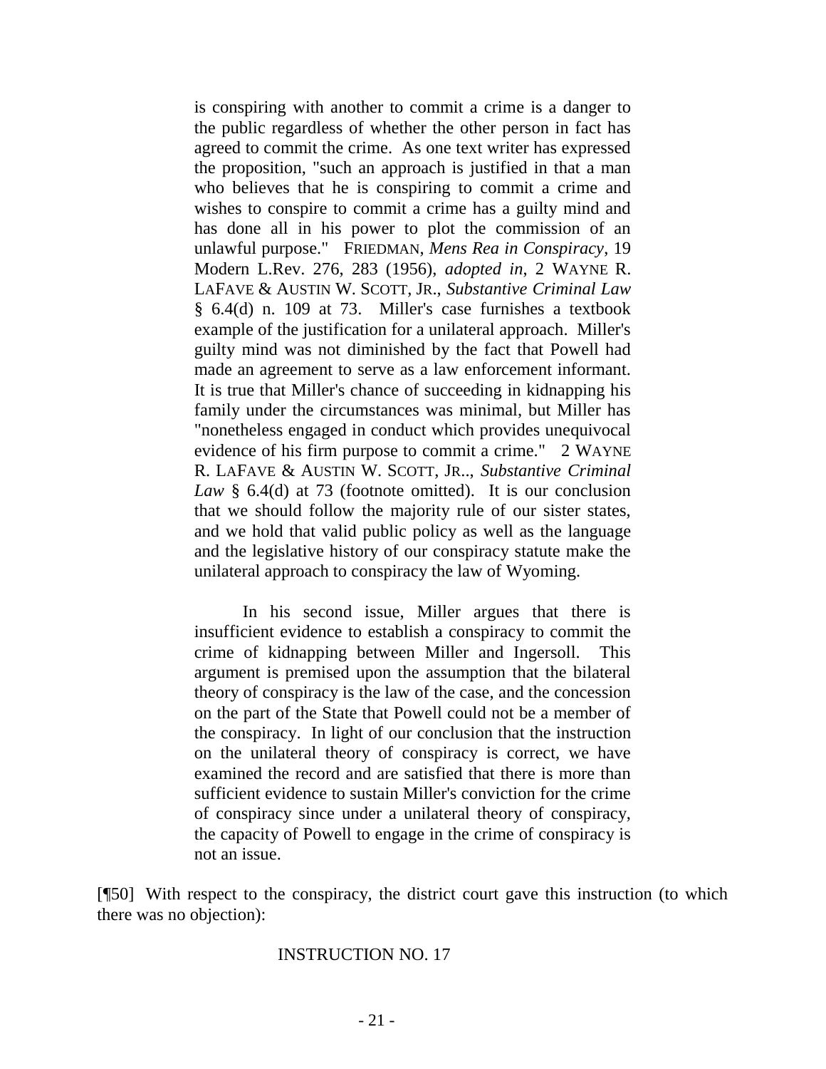> is conspiring with another to commit a crime is a danger to the public regardless of whether the other person in fact has agreed to commit the crime. As one text writer has expressed the proposition, "such an approach is justified in that a man who believes that he is conspiring to commit a crime and wishes to conspire to commit a crime has a guilty mind and has done all in his power to plot the commission of an unlawful purpose." FRIEDMAN, *Mens Rea in Conspiracy*, 19 Modern L.Rev. 276, 283 (1956), *adopted in*, 2 WAYNE R. LAFAVE & AUSTIN W. SCOTT, JR., *Substantive Criminal Law* § 6.4(d) n. 109 at 73. Miller's case furnishes a textbook example of the justification for a unilateral approach. Miller's guilty mind was not diminished by the fact that Powell had made an agreement to serve as a law enforcement informant. It is true that Miller's chance of succeeding in kidnapping his family under the circumstances was minimal, but Miller has "nonetheless engaged in conduct which provides unequivocal evidence of his firm purpose to commit a crime." 2 WAYNE R. LAFAVE & AUSTIN W. SCOTT, JR.., *Substantive Criminal Law* § 6.4(d) at 73 (footnote omitted). It is our conclusion that we should follow the majority rule of our sister states, and we hold that valid public policy as well as the language and the legislative history of our conspiracy statute make the unilateral approach to conspiracy the law of Wyoming.
>
> In his second issue, Miller argues that there is insufficient evidence to establish a conspiracy to commit the crime of kidnapping between Miller and Ingersoll. This argument is premised upon the assumption that the bilateral theory of conspiracy is the law of the case, and the concession on the part of the State that Powell could not be a member of the conspiracy. In light of our conclusion that the instruction on the unilateral theory of conspiracy is correct, we have examined the record and are satisfied that there is more than sufficient evidence to sustain Miller's conviction for the crime of conspiracy since under a unilateral theory of conspiracy, the capacity of Powell to engage in the crime of conspiracy is not an issue.

[¶50] With respect to the conspiracy, the district court gave this instruction (to which there was no objection):

INSTRUCTION NO. 17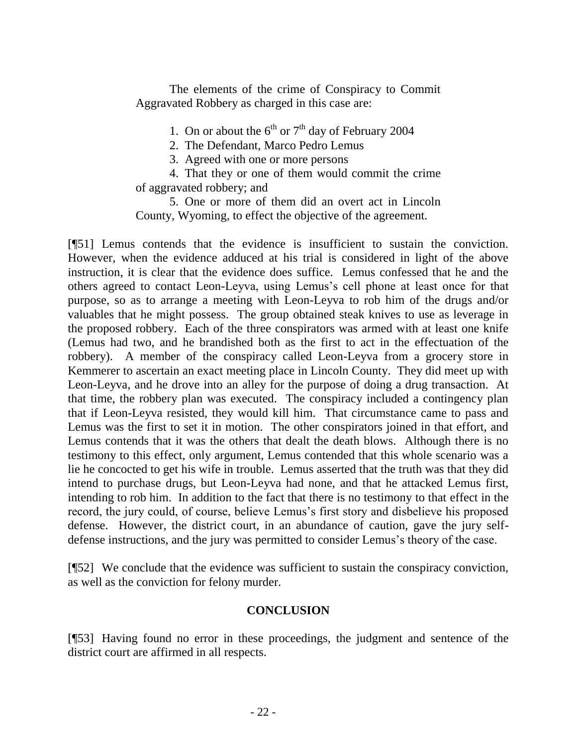The elements of the crime of Conspiracy to Commit Aggravated Robbery as charged in this case are:

1. On or about the 6th or 7th day of February 2004
2. The Defendant, Marco Pedro Lemus
3. Agreed with one or more persons
4. That they or one of them would commit the crime of aggravated robbery; and
5. One or more of them did an overt act in Lincoln County, Wyoming, to effect the objective of the agreement.

[¶51] Lemus contends that the evidence is insufficient to sustain the conviction. However, when the evidence adduced at his trial is considered in light of the above instruction, it is clear that the evidence does suffice. Lemus confessed that he and the others agreed to contact Leon-Leyva, using Lemus's cell phone at least once for that purpose, so as to arrange a meeting with Leon-Leyva to rob him of the drugs and/or valuables that he might possess. The group obtained steak knives to use as leverage in the proposed robbery. Each of the three conspirators was armed with at least one knife (Lemus had two, and he brandished both as the first to act in the effectuation of the robbery). A member of the conspiracy called Leon-Leyva from a grocery store in Kemmerer to ascertain an exact meeting place in Lincoln County. They did meet up with Leon-Leyva, and he drove into an alley for the purpose of doing a drug transaction. At that time, the robbery plan was executed. The conspiracy included a contingency plan that if Leon-Leyva resisted, they would kill him. That circumstance came to pass and Lemus was the first to set it in motion. The other conspirators joined in that effort, and Lemus contends that it was the others that dealt the death blows. Although there is no testimony to this effect, only argument, Lemus contended that this whole scenario was a lie he concocted to get his wife in trouble. Lemus asserted that the truth was that they did intend to purchase drugs, but Leon-Leyva had none, and that he attacked Lemus first, intending to rob him. In addition to the fact that there is no testimony to that effect in the record, the jury could, of course, believe Lemus's first story and disbelieve his proposed defense. However, the district court, in an abundance of caution, gave the jury self-defense instructions, and the jury was permitted to consider Lemus's theory of the case.

[¶52] We conclude that the evidence was sufficient to sustain the conspiracy conviction, as well as the conviction for felony murder.

## CONCLUSION

[¶53] Having found no error in these proceedings, the judgment and sentence of the district court are affirmed in all respects.